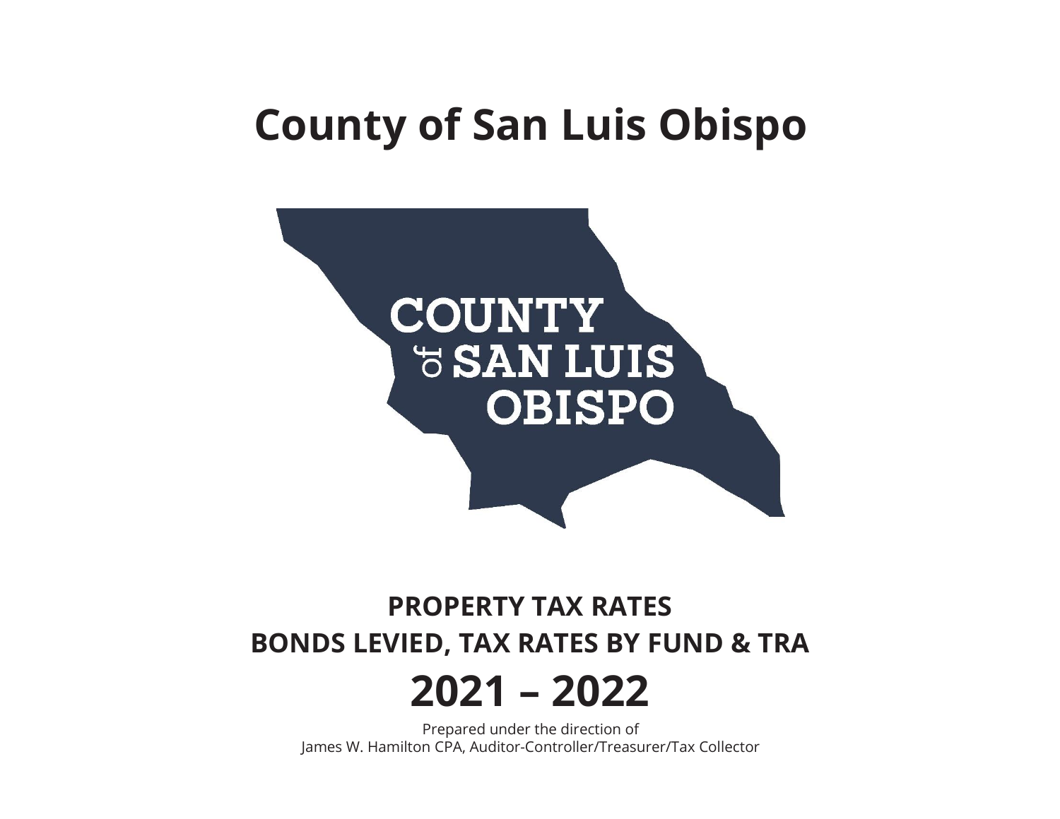# County of San Luis Obispo

COUNTY of SAN LUIS OBISPO

## PROPERTY TAX RATES

## BONDS LEVIED, TAX RATES BY FUND & TRA

# 2021 – 2022

Prepared under the direction of
James W. Hamilton CPA, Auditor-Controller/Treasurer/Tax Collector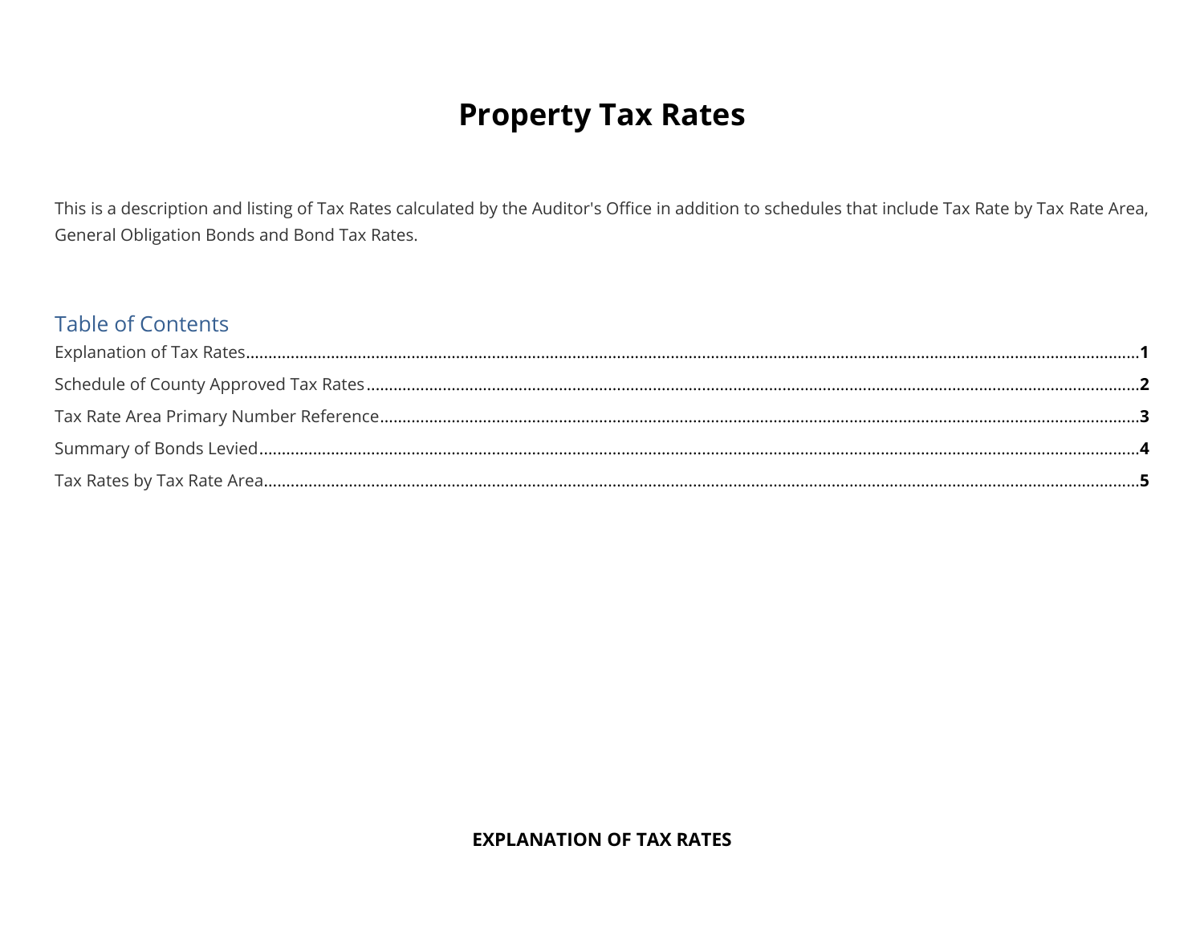# Property Tax Rates

This is a description and listing of Tax Rates calculated by the Auditor's Office in addition to schedules that include Tax Rate by Tax Rate Area, General Obligation Bonds and Bond Tax Rates.

## Table of Contents

Explanation of Tax Rates........................................................................................................................................................................**1**

Schedule of County Approved Tax Rates.......................................................................................................................................**2**

Tax Rate Area Primary Number Reference....................................................................................................................................**3**

Summary of Bonds Levied......................................................................................................................................................................**4**

Tax Rates by Tax Rate Area...................................................................................................................................................................**5**

**EXPLANATION OF TAX RATES**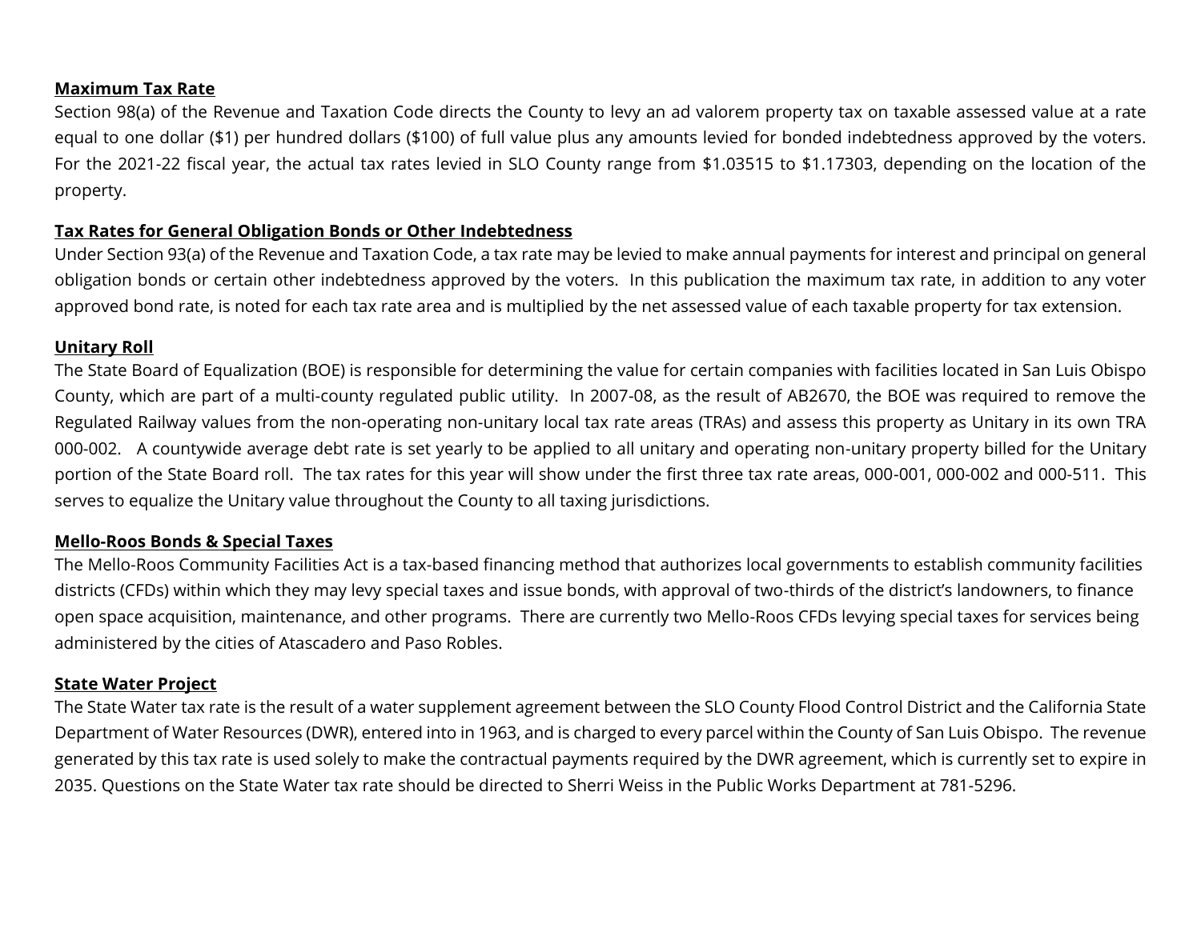**Maximum Tax Rate**

Section 98(a) of the Revenue and Taxation Code directs the County to levy an ad valorem property tax on taxable assessed value at a rate equal to one dollar ($1) per hundred dollars ($100) of full value plus any amounts levied for bonded indebtedness approved by the voters. For the 2021-22 fiscal year, the actual tax rates levied in SLO County range from $1.03515 to $1.17303, depending on the location of the property.

**Tax Rates for General Obligation Bonds or Other Indebtedness**

Under Section 93(a) of the Revenue and Taxation Code, a tax rate may be levied to make annual payments for interest and principal on general obligation bonds or certain other indebtedness approved by the voters. In this publication the maximum tax rate, in addition to any voter approved bond rate, is noted for each tax rate area and is multiplied by the net assessed value of each taxable property for tax extension.

**Unitary Roll**

The State Board of Equalization (BOE) is responsible for determining the value for certain companies with facilities located in San Luis Obispo County, which are part of a multi-county regulated public utility. In 2007-08, as the result of AB2670, the BOE was required to remove the Regulated Railway values from the non-operating non-unitary local tax rate areas (TRAs) and assess this property as Unitary in its own TRA 000-002. A countywide average debt rate is set yearly to be applied to all unitary and operating non-unitary property billed for the Unitary portion of the State Board roll. The tax rates for this year will show under the first three tax rate areas, 000-001, 000-002 and 000-511. This serves to equalize the Unitary value throughout the County to all taxing jurisdictions.

**Mello-Roos Bonds & Special Taxes**

The Mello-Roos Community Facilities Act is a tax-based financing method that authorizes local governments to establish community facilities districts (CFDs) within which they may levy special taxes and issue bonds, with approval of two-thirds of the district's landowners, to finance open space acquisition, maintenance, and other programs. There are currently two Mello-Roos CFDs levying special taxes for services being administered by the cities of Atascadero and Paso Robles.

**State Water Project**

The State Water tax rate is the result of a water supplement agreement between the SLO County Flood Control District and the California State Department of Water Resources (DWR), entered into in 1963, and is charged to every parcel within the County of San Luis Obispo. The revenue generated by this tax rate is used solely to make the contractual payments required by the DWR agreement, which is currently set to expire in 2035. Questions on the State Water tax rate should be directed to Sherri Weiss in the Public Works Department at 781-5296.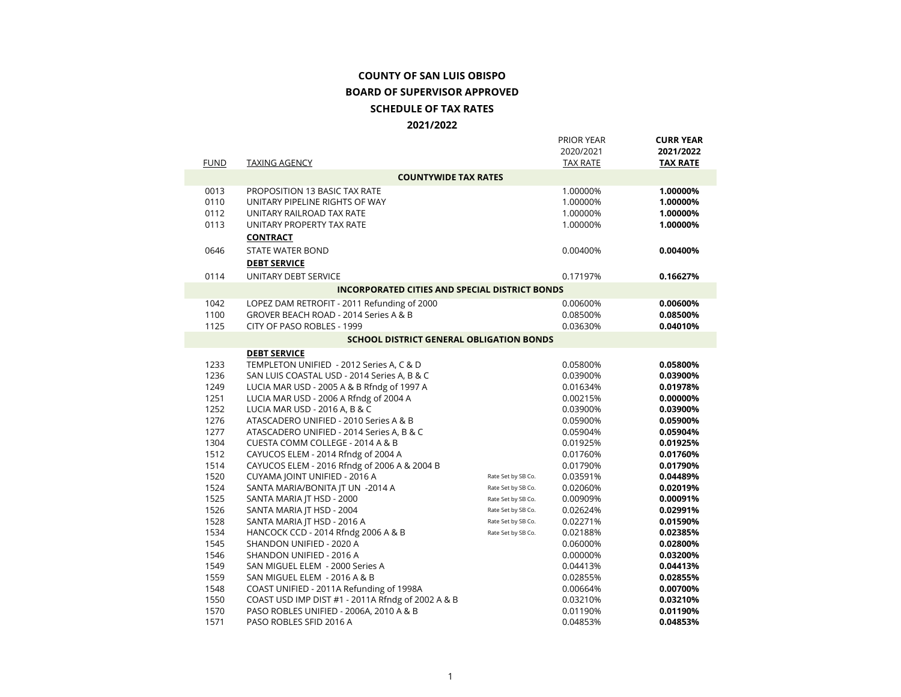**COUNTY OF SAN LUIS OBISPO**

**BOARD OF SUPERVISOR APPROVED**

**SCHEDULE OF TAX RATES**

**2021/2022**

| FUND | TAXING AGENCY | | PRIOR YEAR 2020/2021 TAX RATE | **CURR YEAR 2021/2022 TAX RATE** |
|---|---|---|---|---|
| | **COUNTYWIDE TAX RATES** | | | |
| 0013 | PROPOSITION 13 BASIC TAX RATE | | 1.00000% | **1.00000%** |
| 0110 | UNITARY PIPELINE RIGHTS OF WAY | | 1.00000% | **1.00000%** |
| 0112 | UNITARY RAILROAD TAX RATE | | 1.00000% | **1.00000%** |
| 0113 | UNITARY PROPERTY TAX RATE | | 1.00000% | **1.00000%** |
| | **CONTRACT** | | | |
| 0646 | STATE WATER BOND | | 0.00400% | **0.00400%** |
| | **DEBT SERVICE** | | | |
| 0114 | UNITARY DEBT SERVICE | | 0.17197% | **0.16627%** |
| | **INCORPORATED CITIES AND SPECIAL DISTRICT BONDS** | | | |
| 1042 | LOPEZ DAM RETROFIT - 2011 Refunding of 2000 | | 0.00600% | **0.00600%** |
| 1100 | GROVER BEACH ROAD - 2014 Series A & B | | 0.08500% | **0.08500%** |
| 1125 | CITY OF PASO ROBLES - 1999 | | 0.03630% | **0.04010%** |
| | **SCHOOL DISTRICT GENERAL OBLIGATION BONDS** | | | |
| | **DEBT SERVICE** | | | |
| 1233 | TEMPLETON UNIFIED - 2012 Series A, C & D | | 0.05800% | **0.05800%** |
| 1236 | SAN LUIS COASTAL USD - 2014 Series A, B & C | | 0.03900% | **0.03900%** |
| 1249 | LUCIA MAR USD - 2005 A & B Rfndg of 1997 A | | 0.01634% | **0.01978%** |
| 1251 | LUCIA MAR USD - 2006 A Rfndg of 2004 A | | 0.00215% | **0.00000%** |
| 1252 | LUCIA MAR USD - 2016 A, B & C | | 0.03900% | **0.03900%** |
| 1276 | ATASCADERO UNIFIED - 2010 Series A & B | | 0.05900% | **0.05900%** |
| 1277 | ATASCADERO UNIFIED - 2014 Series A, B & C | | 0.05904% | **0.05904%** |
| 1304 | CUESTA COMM COLLEGE - 2014 A & B | | 0.01925% | **0.01925%** |
| 1512 | CAYUCOS ELEM - 2014 Rfndg of 2004 A | | 0.01760% | **0.01760%** |
| 1514 | CAYUCOS ELEM - 2016 Rfndg of 2006 A & 2004 B | | 0.01790% | **0.01790%** |
| 1520 | CUYAMA JOINT UNIFIED - 2016 A | Rate Set by SB Co. | 0.03591% | **0.04489%** |
| 1524 | SANTA MARIA/BONITA JT UN -2014 A | Rate Set by SB Co. | 0.02060% | **0.02019%** |
| 1525 | SANTA MARIA JT HSD - 2000 | Rate Set by SB Co. | 0.00909% | **0.00091%** |
| 1526 | SANTA MARIA JT HSD - 2004 | Rate Set by SB Co. | 0.02624% | **0.02991%** |
| 1528 | SANTA MARIA JT HSD - 2016 A | Rate Set by SB Co. | 0.02271% | **0.01590%** |
| 1534 | HANCOCK CCD - 2014 Rfndg 2006 A & B | Rate Set by SB Co. | 0.02188% | **0.02385%** |
| 1545 | SHANDON UNIFIED - 2020 A | | 0.06000% | **0.02800%** |
| 1546 | SHANDON UNIFIED - 2016 A | | 0.00000% | **0.03200%** |
| 1549 | SAN MIGUEL ELEM - 2000 Series A | | 0.04413% | **0.04413%** |
| 1559 | SAN MIGUEL ELEM - 2016 A & B | | 0.02855% | **0.02855%** |
| 1548 | COAST UNIFIED - 2011A Refunding of 1998A | | 0.00664% | **0.00700%** |
| 1550 | COAST USD IMP DIST #1 - 2011A Rfndg of 2002 A & B | | 0.03210% | **0.03210%** |
| 1570 | PASO ROBLES UNIFIED - 2006A, 2010 A & B | | 0.01190% | **0.01190%** |
| 1571 | PASO ROBLES SFID 2016 A | | 0.04853% | **0.04853%** |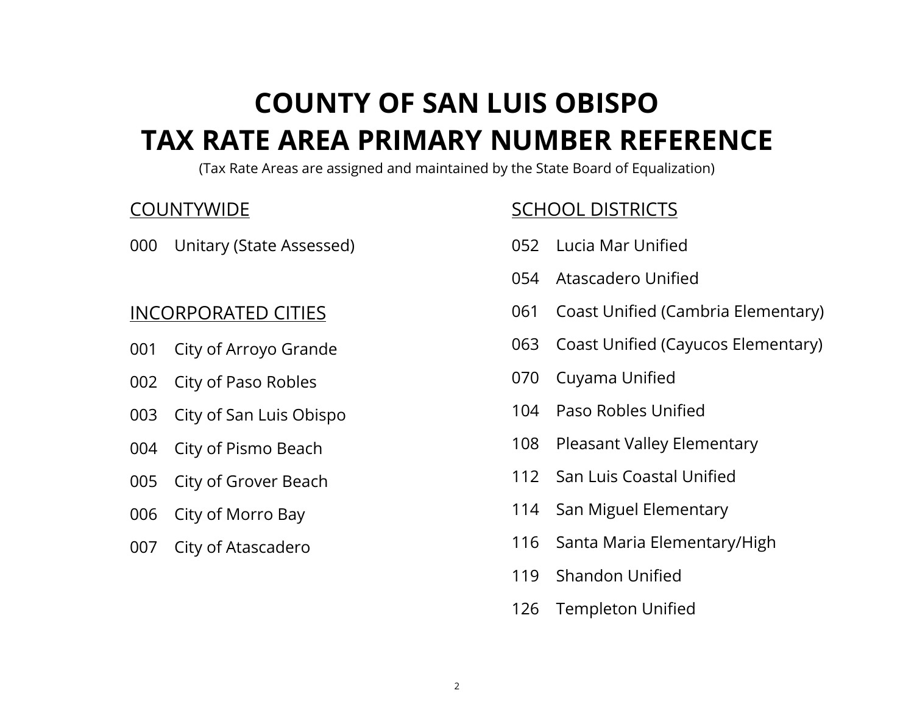# COUNTY OF SAN LUIS OBISPO
# TAX RATE AREA PRIMARY NUMBER REFERENCE

(Tax Rate Areas are assigned and maintained by the State Board of Equalization)

COUNTYWIDE

000 Unitary (State Assessed)

INCORPORATED CITIES

001 City of Arroyo Grande

002 City of Paso Robles

003 City of San Luis Obispo

004 City of Pismo Beach

005 City of Grover Beach

006 City of Morro Bay

007 City of Atascadero

SCHOOL DISTRICTS

052 Lucia Mar Unified

054 Atascadero Unified

061 Coast Unified (Cambria Elementary)

063 Coast Unified (Cayucos Elementary)

070 Cuyama Unified

104 Paso Robles Unified

108 Pleasant Valley Elementary

112 San Luis Coastal Unified

114 San Miguel Elementary

116 Santa Maria Elementary/High

119 Shandon Unified

126 Templeton Unified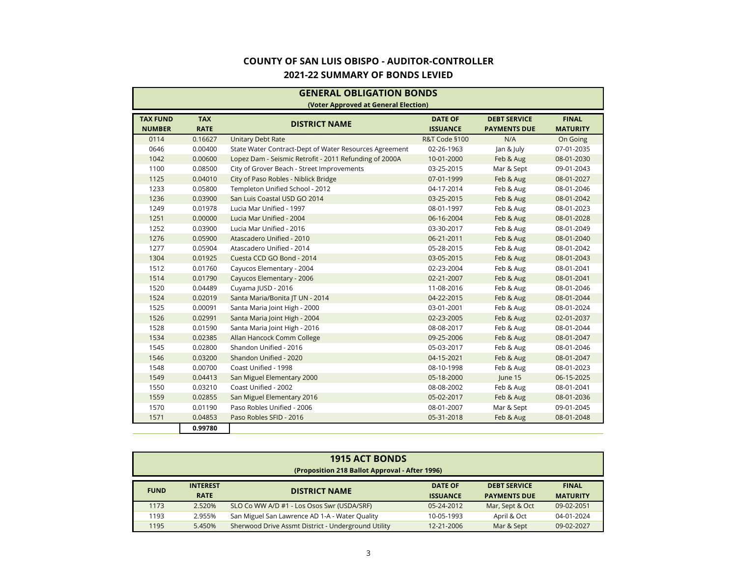# COUNTY OF SAN LUIS OBISPO - AUDITOR-CONTROLLER

## 2021-22 SUMMARY OF BONDS LEVIED

### GENERAL OBLIGATION BONDS

**(Voter Approved at General Election)**

| TAX FUND NUMBER | TAX RATE | DISTRICT NAME | DATE OF ISSUANCE | DEBT SERVICE PAYMENTS DUE | FINAL MATURITY |
|---|---|---|---|---|---|
| 0114 | 0.16627 | Unitary Debt Rate | R&T Code §100 | N/A | On Going |
| 0646 | 0.00400 | State Water Contract-Dept of Water Resources Agreement | 02-26-1963 | Jan & July | 07-01-2035 |
| 1042 | 0.00600 | Lopez Dam - Seismic Retrofit - 2011 Refunding of 2000A | 10-01-2000 | Feb & Aug | 08-01-2030 |
| 1100 | 0.08500 | City of Grover Beach - Street Improvements | 03-25-2015 | Mar & Sept | 09-01-2043 |
| 1125 | 0.04010 | City of Paso Robles - Niblick Bridge | 07-01-1999 | Feb & Aug | 08-01-2027 |
| 1233 | 0.05800 | Templeton Unified School - 2012 | 04-17-2014 | Feb & Aug | 08-01-2046 |
| 1236 | 0.03900 | San Luis Coastal USD GO 2014 | 03-25-2015 | Feb & Aug | 08-01-2042 |
| 1249 | 0.01978 | Lucia Mar Unified - 1997 | 08-01-1997 | Feb & Aug | 08-01-2023 |
| 1251 | 0.00000 | Lucia Mar Unified - 2004 | 06-16-2004 | Feb & Aug | 08-01-2028 |
| 1252 | 0.03900 | Lucia Mar Unified - 2016 | 03-30-2017 | Feb & Aug | 08-01-2049 |
| 1276 | 0.05900 | Atascadero Unified - 2010 | 06-21-2011 | Feb & Aug | 08-01-2040 |
| 1277 | 0.05904 | Atascadero Unified - 2014 | 05-28-2015 | Feb & Aug | 08-01-2042 |
| 1304 | 0.01925 | Cuesta CCD GO Bond - 2014 | 03-05-2015 | Feb & Aug | 08-01-2043 |
| 1512 | 0.01760 | Cayucos Elementary - 2004 | 02-23-2004 | Feb & Aug | 08-01-2041 |
| 1514 | 0.01790 | Cayucos Elementary - 2006 | 02-21-2007 | Feb & Aug | 08-01-2041 |
| 1520 | 0.04489 | Cuyama JUSD - 2016 | 11-08-2016 | Feb & Aug | 08-01-2046 |
| 1524 | 0.02019 | Santa Maria/Bonita JT UN - 2014 | 04-22-2015 | Feb & Aug | 08-01-2044 |
| 1525 | 0.00091 | Santa Maria Joint High - 2000 | 03-01-2001 | Feb & Aug | 08-01-2024 |
| 1526 | 0.02991 | Santa Maria Joint High - 2004 | 02-23-2005 | Feb & Aug | 02-01-2037 |
| 1528 | 0.01590 | Santa Maria Joint High - 2016 | 08-08-2017 | Feb & Aug | 08-01-2044 |
| 1534 | 0.02385 | Allan Hancock Comm College | 09-25-2006 | Feb & Aug | 08-01-2047 |
| 1545 | 0.02800 | Shandon Unified - 2016 | 05-03-2017 | Feb & Aug | 08-01-2046 |
| 1546 | 0.03200 | Shandon Unified - 2020 | 04-15-2021 | Feb & Aug | 08-01-2047 |
| 1548 | 0.00700 | Coast Unified - 1998 | 08-10-1998 | Feb & Aug | 08-01-2023 |
| 1549 | 0.04413 | San Miguel Elementary 2000 | 05-18-2000 | June 15 | 06-15-2025 |
| 1550 | 0.03210 | Coast Unified - 2002 | 08-08-2002 | Feb & Aug | 08-01-2041 |
| 1559 | 0.02855 | San Miguel Elementary 2016 | 05-02-2017 | Feb & Aug | 08-01-2036 |
| 1570 | 0.01190 | Paso Robles Unified - 2006 | 08-01-2007 | Mar & Sept | 09-01-2045 |
| 1571 | 0.04853 | Paso Robles SFID - 2016 | 05-31-2018 | Feb & Aug | 08-01-2048 |
| | **0.99780** | | | | |

### 1915 ACT BONDS

**(Proposition 218 Ballot Approval - After 1996)**

| FUND | INTEREST RATE | DISTRICT NAME | DATE OF ISSUANCE | DEBT SERVICE PAYMENTS DUE | FINAL MATURITY |
|---|---|---|---|---|---|
| 1173 | 2.520% | SLO Co WW A/D #1 - Los Osos Swr (USDA/SRF) | 05-24-2012 | Mar, Sept & Oct | 09-02-2051 |
| 1193 | 2.955% | San Miguel San Lawrence AD 1-A - Water Quality | 10-05-1993 | April & Oct | 04-01-2024 |
| 1195 | 5.450% | Sherwood Drive Assmt District - Underground Utility | 12-21-2006 | Mar & Sept | 09-02-2027 |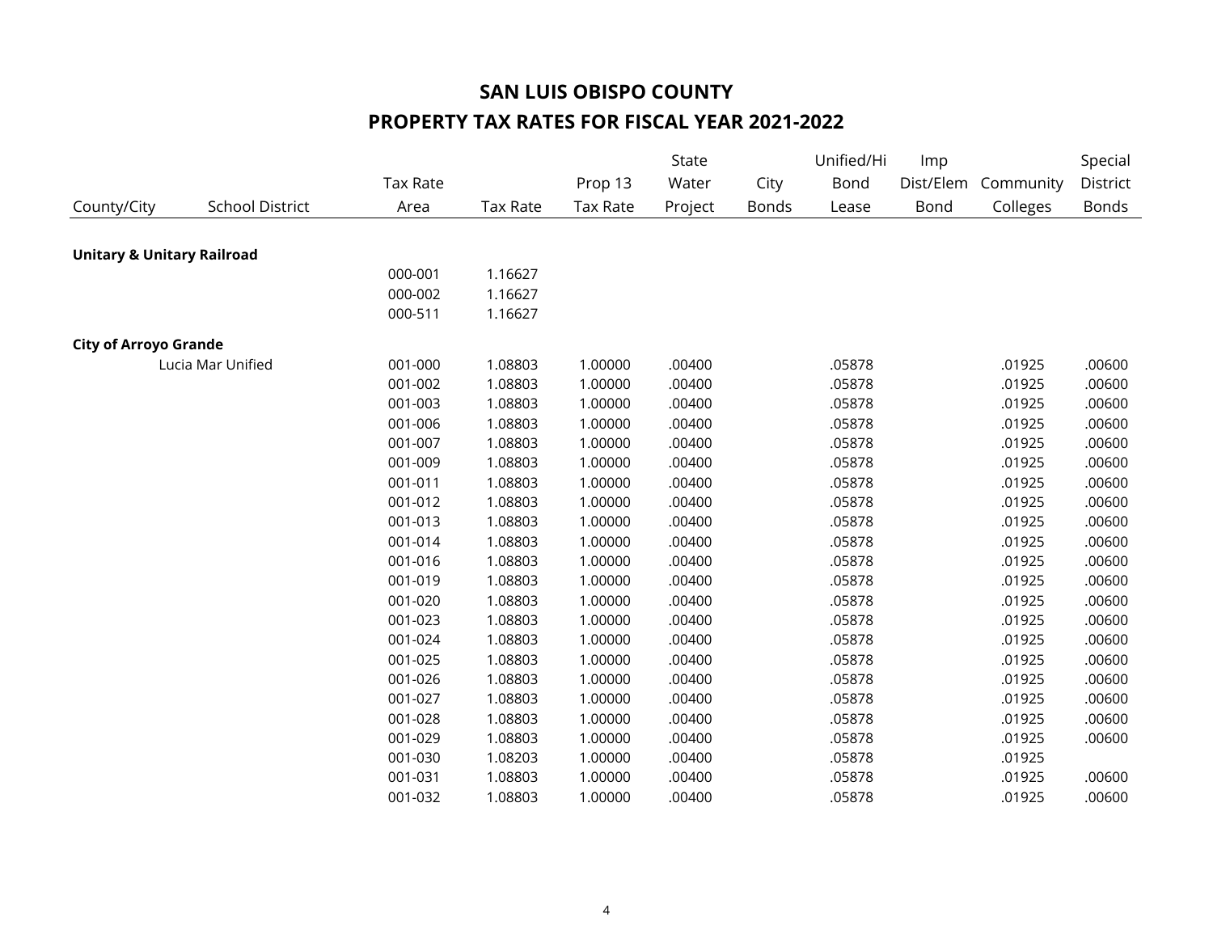# SAN LUIS OBISPO COUNTY

## PROPERTY TAX RATES FOR FISCAL YEAR 2021-2022

| County/City | School District | Tax Rate Area | Tax Rate | Prop 13 Tax Rate | State Water Project | City Bonds | Unified/Hi Bond Lease | Imp Dist/Elem Bond | Community Colleges | Special District Bonds |
|---|---|---|---|---|---|---|---|---|---|---|
| **Unitary & Unitary Railroad** | | | | | | | | | | |
| | | 000-001 | 1.16627 | | | | | | | |
| | | 000-002 | 1.16627 | | | | | | | |
| | | 000-511 | 1.16627 | | | | | | | |
| **City of Arroyo Grande** | | | | | | | | | | |
| | Lucia Mar Unified | 001-000 | 1.08803 | 1.00000 | .00400 | | .05878 | | .01925 | .00600 |
| | | 001-002 | 1.08803 | 1.00000 | .00400 | | .05878 | | .01925 | .00600 |
| | | 001-003 | 1.08803 | 1.00000 | .00400 | | .05878 | | .01925 | .00600 |
| | | 001-006 | 1.08803 | 1.00000 | .00400 | | .05878 | | .01925 | .00600 |
| | | 001-007 | 1.08803 | 1.00000 | .00400 | | .05878 | | .01925 | .00600 |
| | | 001-009 | 1.08803 | 1.00000 | .00400 | | .05878 | | .01925 | .00600 |
| | | 001-011 | 1.08803 | 1.00000 | .00400 | | .05878 | | .01925 | .00600 |
| | | 001-012 | 1.08803 | 1.00000 | .00400 | | .05878 | | .01925 | .00600 |
| | | 001-013 | 1.08803 | 1.00000 | .00400 | | .05878 | | .01925 | .00600 |
| | | 001-014 | 1.08803 | 1.00000 | .00400 | | .05878 | | .01925 | .00600 |
| | | 001-016 | 1.08803 | 1.00000 | .00400 | | .05878 | | .01925 | .00600 |
| | | 001-019 | 1.08803 | 1.00000 | .00400 | | .05878 | | .01925 | .00600 |
| | | 001-020 | 1.08803 | 1.00000 | .00400 | | .05878 | | .01925 | .00600 |
| | | 001-023 | 1.08803 | 1.00000 | .00400 | | .05878 | | .01925 | .00600 |
| | | 001-024 | 1.08803 | 1.00000 | .00400 | | .05878 | | .01925 | .00600 |
| | | 001-025 | 1.08803 | 1.00000 | .00400 | | .05878 | | .01925 | .00600 |
| | | 001-026 | 1.08803 | 1.00000 | .00400 | | .05878 | | .01925 | .00600 |
| | | 001-027 | 1.08803 | 1.00000 | .00400 | | .05878 | | .01925 | .00600 |
| | | 001-028 | 1.08803 | 1.00000 | .00400 | | .05878 | | .01925 | .00600 |
| | | 001-029 | 1.08803 | 1.00000 | .00400 | | .05878 | | .01925 | .00600 |
| | | 001-030 | 1.08203 | 1.00000 | .00400 | | .05878 | | .01925 | |
| | | 001-031 | 1.08803 | 1.00000 | .00400 | | .05878 | | .01925 | .00600 |
| | | 001-032 | 1.08803 | 1.00000 | .00400 | | .05878 | | .01925 | .00600 |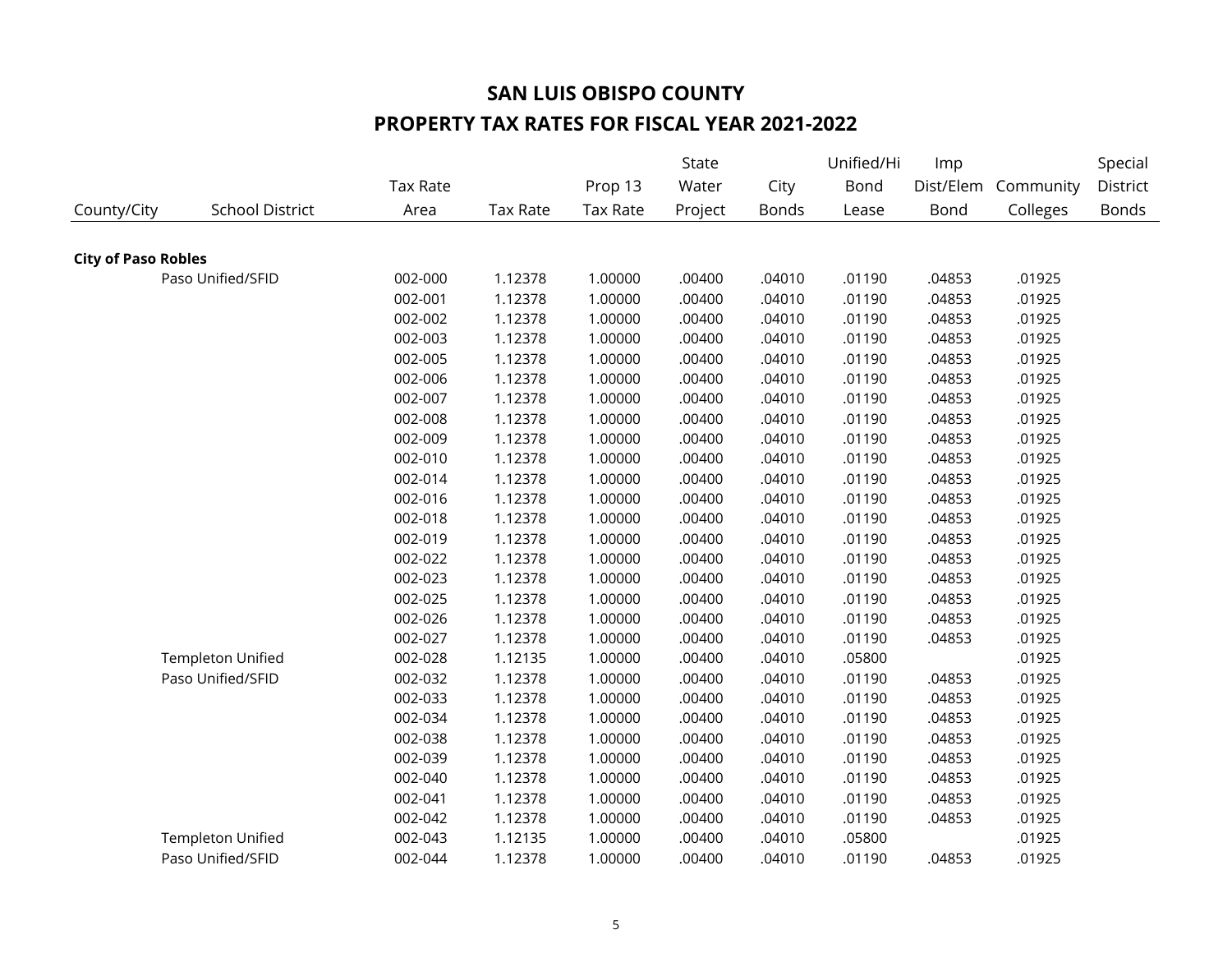# SAN LUIS OBISPO COUNTY

## PROPERTY TAX RATES FOR FISCAL YEAR 2021-2022

| County/City | School District | Tax Rate Area | Tax Rate | Prop 13 Tax Rate | State Water Project | City Bonds | Unified/Hi Bond Lease | Imp Dist/Elem Bond | Community Colleges | Special District Bonds |
|---|---|---|---|---|---|---|---|---|---|---|
| **City of Paso Robles** | | | | | | | | | | |
| | Paso Unified/SFID | 002-000 | 1.12378 | 1.00000 | .00400 | .04010 | .01190 | .04853 | .01925 | |
| | | 002-001 | 1.12378 | 1.00000 | .00400 | .04010 | .01190 | .04853 | .01925 | |
| | | 002-002 | 1.12378 | 1.00000 | .00400 | .04010 | .01190 | .04853 | .01925 | |
| | | 002-003 | 1.12378 | 1.00000 | .00400 | .04010 | .01190 | .04853 | .01925 | |
| | | 002-005 | 1.12378 | 1.00000 | .00400 | .04010 | .01190 | .04853 | .01925 | |
| | | 002-006 | 1.12378 | 1.00000 | .00400 | .04010 | .01190 | .04853 | .01925 | |
| | | 002-007 | 1.12378 | 1.00000 | .00400 | .04010 | .01190 | .04853 | .01925 | |
| | | 002-008 | 1.12378 | 1.00000 | .00400 | .04010 | .01190 | .04853 | .01925 | |
| | | 002-009 | 1.12378 | 1.00000 | .00400 | .04010 | .01190 | .04853 | .01925 | |
| | | 002-010 | 1.12378 | 1.00000 | .00400 | .04010 | .01190 | .04853 | .01925 | |
| | | 002-014 | 1.12378 | 1.00000 | .00400 | .04010 | .01190 | .04853 | .01925 | |
| | | 002-016 | 1.12378 | 1.00000 | .00400 | .04010 | .01190 | .04853 | .01925 | |
| | | 002-018 | 1.12378 | 1.00000 | .00400 | .04010 | .01190 | .04853 | .01925 | |
| | | 002-019 | 1.12378 | 1.00000 | .00400 | .04010 | .01190 | .04853 | .01925 | |
| | | 002-022 | 1.12378 | 1.00000 | .00400 | .04010 | .01190 | .04853 | .01925 | |
| | | 002-023 | 1.12378 | 1.00000 | .00400 | .04010 | .01190 | .04853 | .01925 | |
| | | 002-025 | 1.12378 | 1.00000 | .00400 | .04010 | .01190 | .04853 | .01925 | |
| | | 002-026 | 1.12378 | 1.00000 | .00400 | .04010 | .01190 | .04853 | .01925 | |
| | | 002-027 | 1.12378 | 1.00000 | .00400 | .04010 | .01190 | .04853 | .01925 | |
| | Templeton Unified | 002-028 | 1.12135 | 1.00000 | .00400 | .04010 | .05800 | | .01925 | |
| | Paso Unified/SFID | 002-032 | 1.12378 | 1.00000 | .00400 | .04010 | .01190 | .04853 | .01925 | |
| | | 002-033 | 1.12378 | 1.00000 | .00400 | .04010 | .01190 | .04853 | .01925 | |
| | | 002-034 | 1.12378 | 1.00000 | .00400 | .04010 | .01190 | .04853 | .01925 | |
| | | 002-038 | 1.12378 | 1.00000 | .00400 | .04010 | .01190 | .04853 | .01925 | |
| | | 002-039 | 1.12378 | 1.00000 | .00400 | .04010 | .01190 | .04853 | .01925 | |
| | | 002-040 | 1.12378 | 1.00000 | .00400 | .04010 | .01190 | .04853 | .01925 | |
| | | 002-041 | 1.12378 | 1.00000 | .00400 | .04010 | .01190 | .04853 | .01925 | |
| | | 002-042 | 1.12378 | 1.00000 | .00400 | .04010 | .01190 | .04853 | .01925 | |
| | Templeton Unified | 002-043 | 1.12135 | 1.00000 | .00400 | .04010 | .05800 | | .01925 | |
| | Paso Unified/SFID | 002-044 | 1.12378 | 1.00000 | .00400 | .04010 | .01190 | .04853 | .01925 | |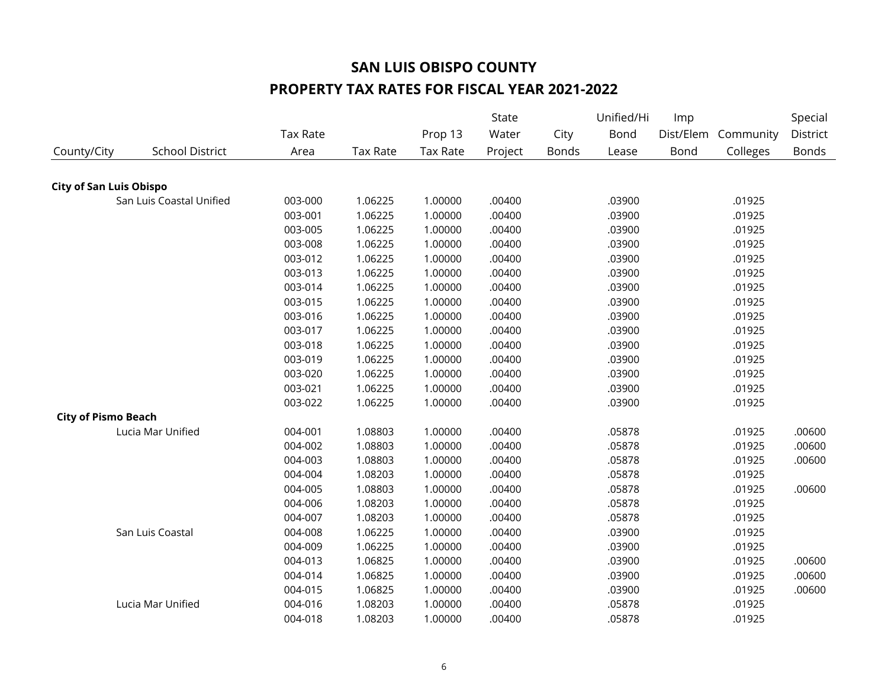# SAN LUIS OBISPO COUNTY

## PROPERTY TAX RATES FOR FISCAL YEAR 2021-2022

| County/City | School District | Tax Rate Area | Tax Rate | Prop 13 Tax Rate | State Water Project | City Bonds | Unified/Hi Bond Lease | Imp Dist/Elem Bond | Community Colleges | Special District Bonds |
|---|---|---|---|---|---|---|---|---|---|---|
| **City of San Luis Obispo** | | | | | | | | | | |
| | San Luis Coastal Unified | 003-000 | 1.06225 | 1.00000 | .00400 | | .03900 | | .01925 | |
| | | 003-001 | 1.06225 | 1.00000 | .00400 | | .03900 | | .01925 | |
| | | 003-005 | 1.06225 | 1.00000 | .00400 | | .03900 | | .01925 | |
| | | 003-008 | 1.06225 | 1.00000 | .00400 | | .03900 | | .01925 | |
| | | 003-012 | 1.06225 | 1.00000 | .00400 | | .03900 | | .01925 | |
| | | 003-013 | 1.06225 | 1.00000 | .00400 | | .03900 | | .01925 | |
| | | 003-014 | 1.06225 | 1.00000 | .00400 | | .03900 | | .01925 | |
| | | 003-015 | 1.06225 | 1.00000 | .00400 | | .03900 | | .01925 | |
| | | 003-016 | 1.06225 | 1.00000 | .00400 | | .03900 | | .01925 | |
| | | 003-017 | 1.06225 | 1.00000 | .00400 | | .03900 | | .01925 | |
| | | 003-018 | 1.06225 | 1.00000 | .00400 | | .03900 | | .01925 | |
| | | 003-019 | 1.06225 | 1.00000 | .00400 | | .03900 | | .01925 | |
| | | 003-020 | 1.06225 | 1.00000 | .00400 | | .03900 | | .01925 | |
| | | 003-021 | 1.06225 | 1.00000 | .00400 | | .03900 | | .01925 | |
| | | 003-022 | 1.06225 | 1.00000 | .00400 | | .03900 | | .01925 | |
| **City of Pismo Beach** | | | | | | | | | | |
| | Lucia Mar Unified | 004-001 | 1.08803 | 1.00000 | .00400 | | .05878 | | .01925 | .00600 |
| | | 004-002 | 1.08803 | 1.00000 | .00400 | | .05878 | | .01925 | .00600 |
| | | 004-003 | 1.08803 | 1.00000 | .00400 | | .05878 | | .01925 | .00600 |
| | | 004-004 | 1.08203 | 1.00000 | .00400 | | .05878 | | .01925 | |
| | | 004-005 | 1.08803 | 1.00000 | .00400 | | .05878 | | .01925 | .00600 |
| | | 004-006 | 1.08203 | 1.00000 | .00400 | | .05878 | | .01925 | |
| | | 004-007 | 1.08203 | 1.00000 | .00400 | | .05878 | | .01925 | |
| | San Luis Coastal | 004-008 | 1.06225 | 1.00000 | .00400 | | .03900 | | .01925 | |
| | | 004-009 | 1.06225 | 1.00000 | .00400 | | .03900 | | .01925 | |
| | | 004-013 | 1.06825 | 1.00000 | .00400 | | .03900 | | .01925 | .00600 |
| | | 004-014 | 1.06825 | 1.00000 | .00400 | | .03900 | | .01925 | .00600 |
| | | 004-015 | 1.06825 | 1.00000 | .00400 | | .03900 | | .01925 | .00600 |
| | Lucia Mar Unified | 004-016 | 1.08203 | 1.00000 | .00400 | | .05878 | | .01925 | |
| | | 004-018 | 1.08203 | 1.00000 | .00400 | | .05878 | | .01925 | |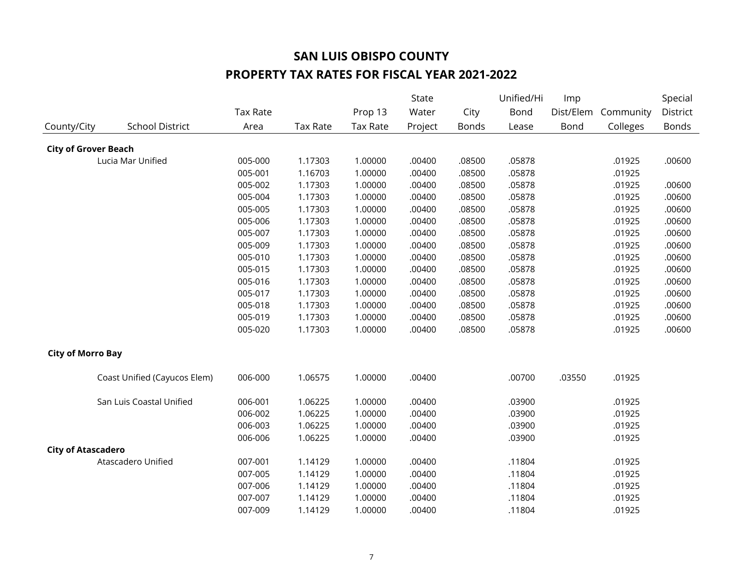# SAN LUIS OBISPO COUNTY

## PROPERTY TAX RATES FOR FISCAL YEAR 2021-2022

| County/City | School District | Tax Rate Area | Tax Rate | Prop 13 Tax Rate | State Water Project | City Bonds | Unified/Hi Bond Lease | Imp Dist/Elem Bond | Community Colleges | Special District Bonds |
|---|---|---|---|---|---|---|---|---|---|---|
| **City of Grover Beach** | | | | | | | | | | |
| | Lucia Mar Unified | 005-000 | 1.17303 | 1.00000 | .00400 | .08500 | .05878 | | .01925 | .00600 |
| | | 005-001 | 1.16703 | 1.00000 | .00400 | .08500 | .05878 | | .01925 | |
| | | 005-002 | 1.17303 | 1.00000 | .00400 | .08500 | .05878 | | .01925 | .00600 |
| | | 005-004 | 1.17303 | 1.00000 | .00400 | .08500 | .05878 | | .01925 | .00600 |
| | | 005-005 | 1.17303 | 1.00000 | .00400 | .08500 | .05878 | | .01925 | .00600 |
| | | 005-006 | 1.17303 | 1.00000 | .00400 | .08500 | .05878 | | .01925 | .00600 |
| | | 005-007 | 1.17303 | 1.00000 | .00400 | .08500 | .05878 | | .01925 | .00600 |
| | | 005-009 | 1.17303 | 1.00000 | .00400 | .08500 | .05878 | | .01925 | .00600 |
| | | 005-010 | 1.17303 | 1.00000 | .00400 | .08500 | .05878 | | .01925 | .00600 |
| | | 005-015 | 1.17303 | 1.00000 | .00400 | .08500 | .05878 | | .01925 | .00600 |
| | | 005-016 | 1.17303 | 1.00000 | .00400 | .08500 | .05878 | | .01925 | .00600 |
| | | 005-017 | 1.17303 | 1.00000 | .00400 | .08500 | .05878 | | .01925 | .00600 |
| | | 005-018 | 1.17303 | 1.00000 | .00400 | .08500 | .05878 | | .01925 | .00600 |
| | | 005-019 | 1.17303 | 1.00000 | .00400 | .08500 | .05878 | | .01925 | .00600 |
| | | 005-020 | 1.17303 | 1.00000 | .00400 | .08500 | .05878 | | .01925 | .00600 |
| **City of Morro Bay** | | | | | | | | | | |
| | Coast Unified (Cayucos Elem) | 006-000 | 1.06575 | 1.00000 | .00400 | | .00700 | .03550 | .01925 | |
| | San Luis Coastal Unified | 006-001 | 1.06225 | 1.00000 | .00400 | | .03900 | | .01925 | |
| | | 006-002 | 1.06225 | 1.00000 | .00400 | | .03900 | | .01925 | |
| | | 006-003 | 1.06225 | 1.00000 | .00400 | | .03900 | | .01925 | |
| | | 006-006 | 1.06225 | 1.00000 | .00400 | | .03900 | | .01925 | |
| **City of Atascadero** | | | | | | | | | | |
| | Atascadero Unified | 007-001 | 1.14129 | 1.00000 | .00400 | | .11804 | | .01925 | |
| | | 007-005 | 1.14129 | 1.00000 | .00400 | | .11804 | | .01925 | |
| | | 007-006 | 1.14129 | 1.00000 | .00400 | | .11804 | | .01925 | |
| | | 007-007 | 1.14129 | 1.00000 | .00400 | | .11804 | | .01925 | |
| | | 007-009 | 1.14129 | 1.00000 | .00400 | | .11804 | | .01925 | |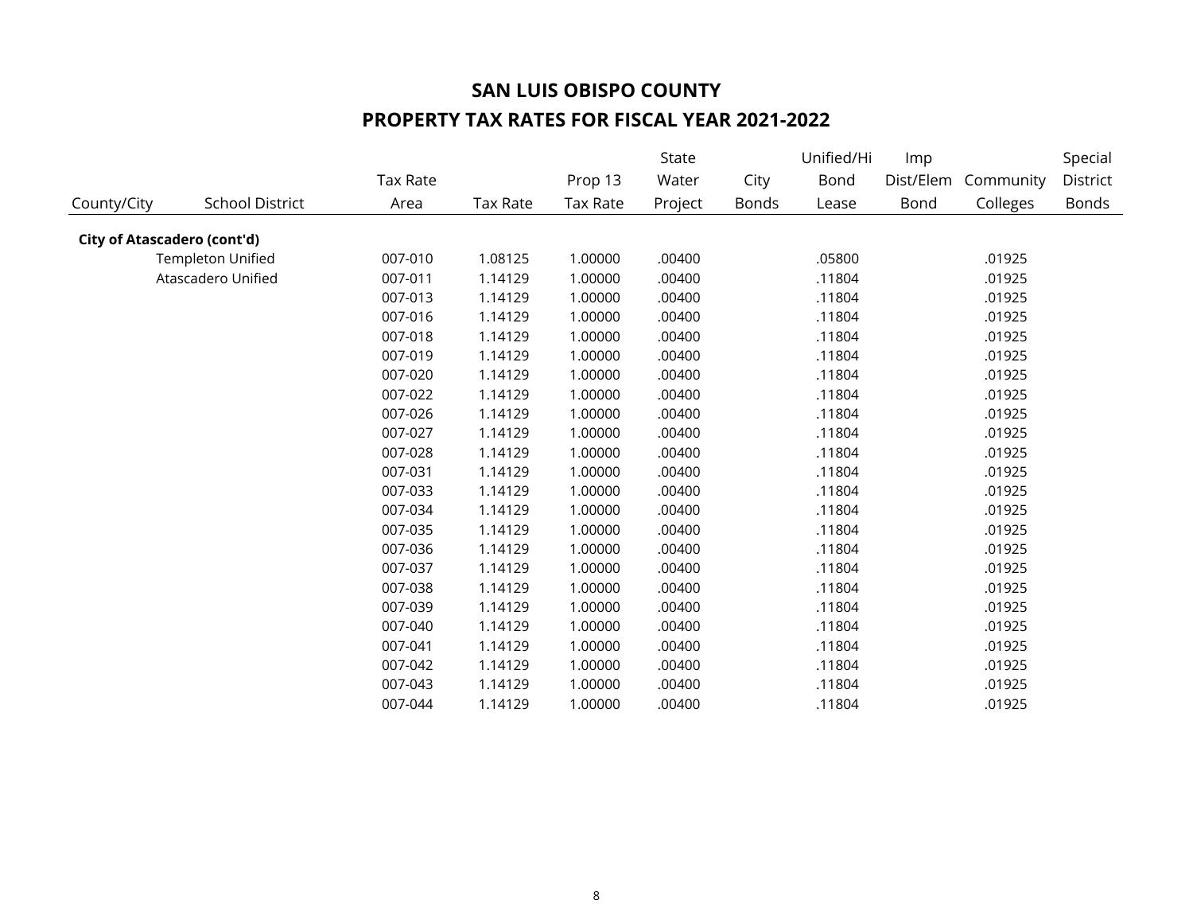# SAN LUIS OBISPO COUNTY

## PROPERTY TAX RATES FOR FISCAL YEAR 2021-2022

| County/City | School District | Tax Rate Area | Tax Rate | Prop 13 Tax Rate | State Water Project | City Bonds | Unified/Hi Bond Lease | Imp Dist/Elem Bond | Community Colleges | Special District Bonds |
|---|---|---|---|---|---|---|---|---|---|---|
| **City of Atascadero (cont'd)** | | | | | | | | | | |
| | Templeton Unified | 007-010 | 1.08125 | 1.00000 | .00400 | | .05800 | | .01925 | |
| | Atascadero Unified | 007-011 | 1.14129 | 1.00000 | .00400 | | .11804 | | .01925 | |
| | | 007-013 | 1.14129 | 1.00000 | .00400 | | .11804 | | .01925 | |
| | | 007-016 | 1.14129 | 1.00000 | .00400 | | .11804 | | .01925 | |
| | | 007-018 | 1.14129 | 1.00000 | .00400 | | .11804 | | .01925 | |
| | | 007-019 | 1.14129 | 1.00000 | .00400 | | .11804 | | .01925 | |
| | | 007-020 | 1.14129 | 1.00000 | .00400 | | .11804 | | .01925 | |
| | | 007-022 | 1.14129 | 1.00000 | .00400 | | .11804 | | .01925 | |
| | | 007-026 | 1.14129 | 1.00000 | .00400 | | .11804 | | .01925 | |
| | | 007-027 | 1.14129 | 1.00000 | .00400 | | .11804 | | .01925 | |
| | | 007-028 | 1.14129 | 1.00000 | .00400 | | .11804 | | .01925 | |
| | | 007-031 | 1.14129 | 1.00000 | .00400 | | .11804 | | .01925 | |
| | | 007-033 | 1.14129 | 1.00000 | .00400 | | .11804 | | .01925 | |
| | | 007-034 | 1.14129 | 1.00000 | .00400 | | .11804 | | .01925 | |
| | | 007-035 | 1.14129 | 1.00000 | .00400 | | .11804 | | .01925 | |
| | | 007-036 | 1.14129 | 1.00000 | .00400 | | .11804 | | .01925 | |
| | | 007-037 | 1.14129 | 1.00000 | .00400 | | .11804 | | .01925 | |
| | | 007-038 | 1.14129 | 1.00000 | .00400 | | .11804 | | .01925 | |
| | | 007-039 | 1.14129 | 1.00000 | .00400 | | .11804 | | .01925 | |
| | | 007-040 | 1.14129 | 1.00000 | .00400 | | .11804 | | .01925 | |
| | | 007-041 | 1.14129 | 1.00000 | .00400 | | .11804 | | .01925 | |
| | | 007-042 | 1.14129 | 1.00000 | .00400 | | .11804 | | .01925 | |
| | | 007-043 | 1.14129 | 1.00000 | .00400 | | .11804 | | .01925 | |
| | | 007-044 | 1.14129 | 1.00000 | .00400 | | .11804 | | .01925 | |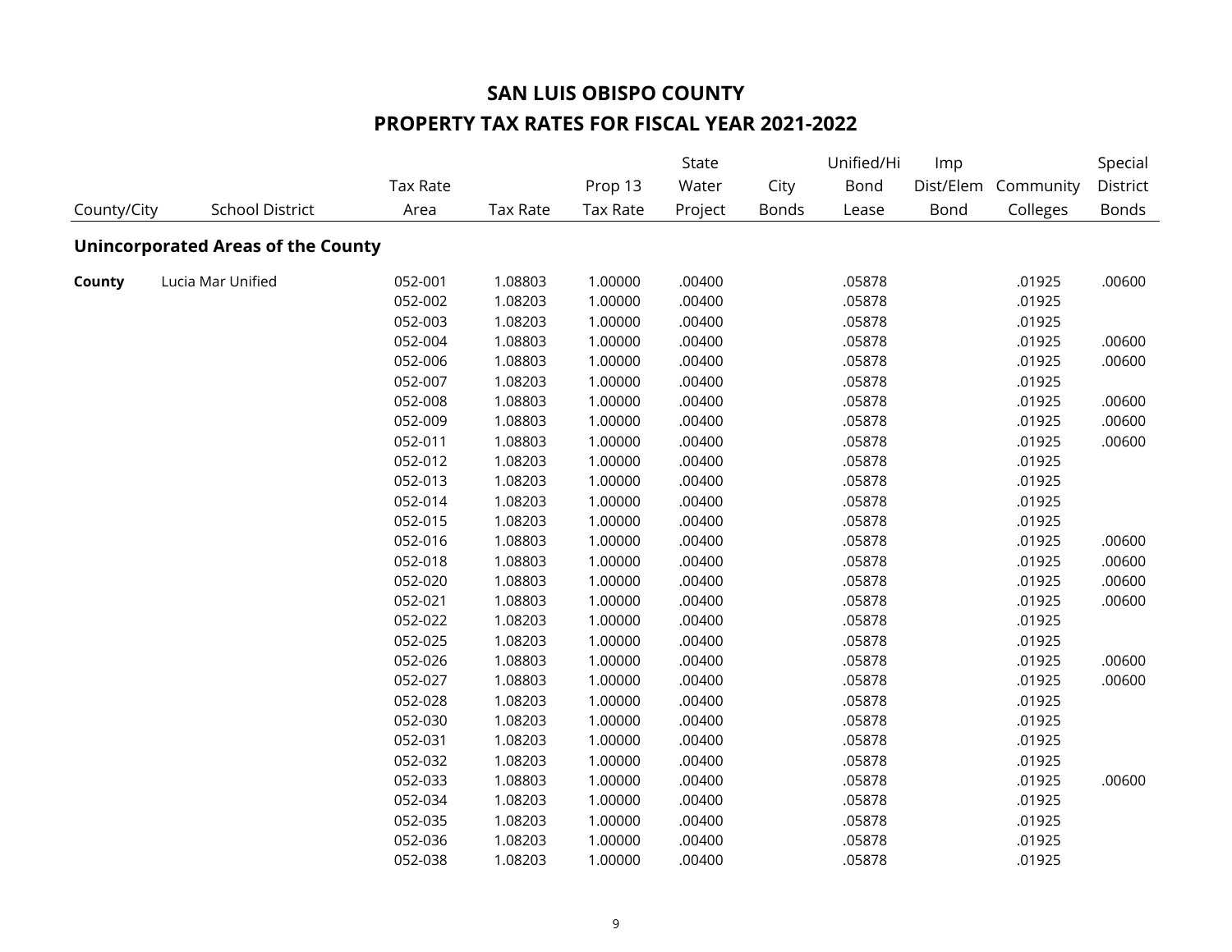## SAN LUIS OBISPO COUNTY

## PROPERTY TAX RATES FOR FISCAL YEAR 2021-2022

| County/City | School District | Tax Rate Area | Tax Rate | Prop 13 Tax Rate | State Water Project | City Bonds | Unified/Hi Bond Lease | Imp Dist/Elem Bond | Community Colleges | Special District Bonds |
|---|---|---|---|---|---|---|---|---|---|---|
| **Unincorporated Areas of the County** | | | | | | | | | | |
| **County** | Lucia Mar Unified | 052-001 | 1.08803 | 1.00000 | .00400 | | .05878 | | .01925 | .00600 |
| | | 052-002 | 1.08203 | 1.00000 | .00400 | | .05878 | | .01925 | |
| | | 052-003 | 1.08203 | 1.00000 | .00400 | | .05878 | | .01925 | |
| | | 052-004 | 1.08803 | 1.00000 | .00400 | | .05878 | | .01925 | .00600 |
| | | 052-006 | 1.08803 | 1.00000 | .00400 | | .05878 | | .01925 | .00600 |
| | | 052-007 | 1.08203 | 1.00000 | .00400 | | .05878 | | .01925 | |
| | | 052-008 | 1.08803 | 1.00000 | .00400 | | .05878 | | .01925 | .00600 |
| | | 052-009 | 1.08803 | 1.00000 | .00400 | | .05878 | | .01925 | .00600 |
| | | 052-011 | 1.08803 | 1.00000 | .00400 | | .05878 | | .01925 | .00600 |
| | | 052-012 | 1.08203 | 1.00000 | .00400 | | .05878 | | .01925 | |
| | | 052-013 | 1.08203 | 1.00000 | .00400 | | .05878 | | .01925 | |
| | | 052-014 | 1.08203 | 1.00000 | .00400 | | .05878 | | .01925 | |
| | | 052-015 | 1.08203 | 1.00000 | .00400 | | .05878 | | .01925 | |
| | | 052-016 | 1.08803 | 1.00000 | .00400 | | .05878 | | .01925 | .00600 |
| | | 052-018 | 1.08803 | 1.00000 | .00400 | | .05878 | | .01925 | .00600 |
| | | 052-020 | 1.08803 | 1.00000 | .00400 | | .05878 | | .01925 | .00600 |
| | | 052-021 | 1.08803 | 1.00000 | .00400 | | .05878 | | .01925 | .00600 |
| | | 052-022 | 1.08203 | 1.00000 | .00400 | | .05878 | | .01925 | |
| | | 052-025 | 1.08203 | 1.00000 | .00400 | | .05878 | | .01925 | |
| | | 052-026 | 1.08803 | 1.00000 | .00400 | | .05878 | | .01925 | .00600 |
| | | 052-027 | 1.08803 | 1.00000 | .00400 | | .05878 | | .01925 | .00600 |
| | | 052-028 | 1.08203 | 1.00000 | .00400 | | .05878 | | .01925 | |
| | | 052-030 | 1.08203 | 1.00000 | .00400 | | .05878 | | .01925 | |
| | | 052-031 | 1.08203 | 1.00000 | .00400 | | .05878 | | .01925 | |
| | | 052-032 | 1.08203 | 1.00000 | .00400 | | .05878 | | .01925 | |
| | | 052-033 | 1.08803 | 1.00000 | .00400 | | .05878 | | .01925 | .00600 |
| | | 052-034 | 1.08203 | 1.00000 | .00400 | | .05878 | | .01925 | |
| | | 052-035 | 1.08203 | 1.00000 | .00400 | | .05878 | | .01925 | |
| | | 052-036 | 1.08203 | 1.00000 | .00400 | | .05878 | | .01925 | |
| | | 052-038 | 1.08203 | 1.00000 | .00400 | | .05878 | | .01925 | |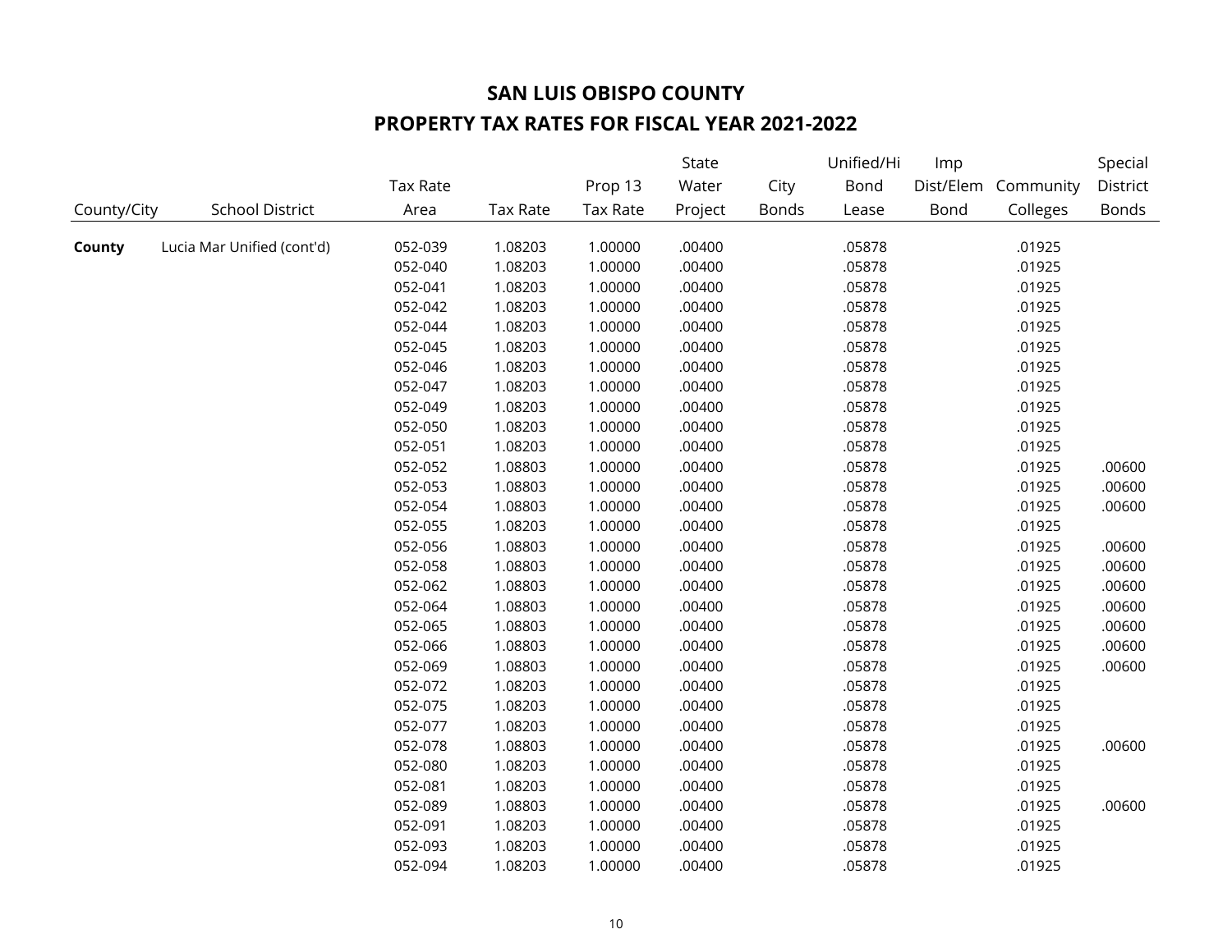# SAN LUIS OBISPO COUNTY

## PROPERTY TAX RATES FOR FISCAL YEAR 2021-2022

| County/City | School District | Tax Rate Area | Tax Rate | Prop 13 Tax Rate | State Water Project | City Bonds | Unified/Hi Bond Lease | Imp Dist/Elem Bond | Community Colleges | Special District Bonds |
|---|---|---|---|---|---|---|---|---|---|---|
| **County** | Lucia Mar Unified (cont'd) | 052-039 | 1.08203 | 1.00000 | .00400 | | .05878 | | .01925 | |
| | | 052-040 | 1.08203 | 1.00000 | .00400 | | .05878 | | .01925 | |
| | | 052-041 | 1.08203 | 1.00000 | .00400 | | .05878 | | .01925 | |
| | | 052-042 | 1.08203 | 1.00000 | .00400 | | .05878 | | .01925 | |
| | | 052-044 | 1.08203 | 1.00000 | .00400 | | .05878 | | .01925 | |
| | | 052-045 | 1.08203 | 1.00000 | .00400 | | .05878 | | .01925 | |
| | | 052-046 | 1.08203 | 1.00000 | .00400 | | .05878 | | .01925 | |
| | | 052-047 | 1.08203 | 1.00000 | .00400 | | .05878 | | .01925 | |
| | | 052-049 | 1.08203 | 1.00000 | .00400 | | .05878 | | .01925 | |
| | | 052-050 | 1.08203 | 1.00000 | .00400 | | .05878 | | .01925 | |
| | | 052-051 | 1.08203 | 1.00000 | .00400 | | .05878 | | .01925 | |
| | | 052-052 | 1.08803 | 1.00000 | .00400 | | .05878 | | .01925 | .00600 |
| | | 052-053 | 1.08803 | 1.00000 | .00400 | | .05878 | | .01925 | .00600 |
| | | 052-054 | 1.08803 | 1.00000 | .00400 | | .05878 | | .01925 | .00600 |
| | | 052-055 | 1.08203 | 1.00000 | .00400 | | .05878 | | .01925 | |
| | | 052-056 | 1.08803 | 1.00000 | .00400 | | .05878 | | .01925 | .00600 |
| | | 052-058 | 1.08803 | 1.00000 | .00400 | | .05878 | | .01925 | .00600 |
| | | 052-062 | 1.08803 | 1.00000 | .00400 | | .05878 | | .01925 | .00600 |
| | | 052-064 | 1.08803 | 1.00000 | .00400 | | .05878 | | .01925 | .00600 |
| | | 052-065 | 1.08803 | 1.00000 | .00400 | | .05878 | | .01925 | .00600 |
| | | 052-066 | 1.08803 | 1.00000 | .00400 | | .05878 | | .01925 | .00600 |
| | | 052-069 | 1.08803 | 1.00000 | .00400 | | .05878 | | .01925 | .00600 |
| | | 052-072 | 1.08203 | 1.00000 | .00400 | | .05878 | | .01925 | |
| | | 052-075 | 1.08203 | 1.00000 | .00400 | | .05878 | | .01925 | |
| | | 052-077 | 1.08203 | 1.00000 | .00400 | | .05878 | | .01925 | |
| | | 052-078 | 1.08803 | 1.00000 | .00400 | | .05878 | | .01925 | .00600 |
| | | 052-080 | 1.08203 | 1.00000 | .00400 | | .05878 | | .01925 | |
| | | 052-081 | 1.08203 | 1.00000 | .00400 | | .05878 | | .01925 | |
| | | 052-089 | 1.08803 | 1.00000 | .00400 | | .05878 | | .01925 | .00600 |
| | | 052-091 | 1.08203 | 1.00000 | .00400 | | .05878 | | .01925 | |
| | | 052-093 | 1.08203 | 1.00000 | .00400 | | .05878 | | .01925 | |
| | | 052-094 | 1.08203 | 1.00000 | .00400 | | .05878 | | .01925 | |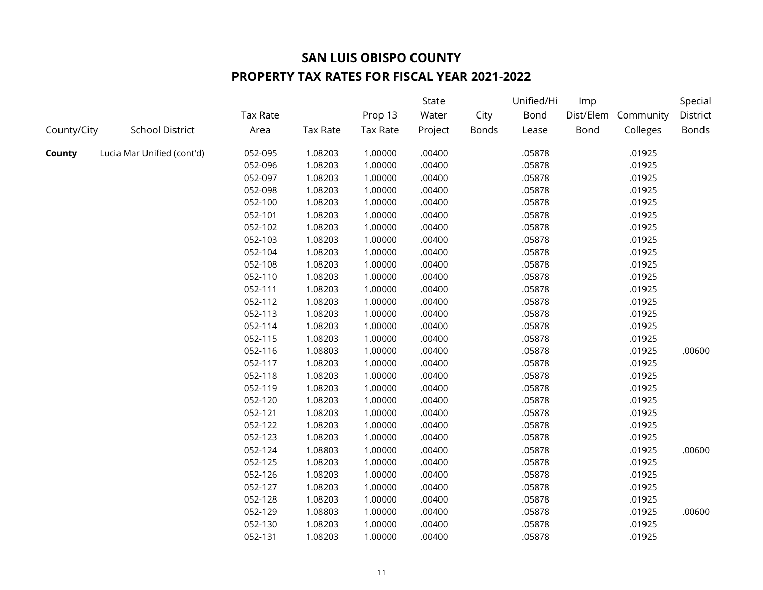# SAN LUIS OBISPO COUNTY

## PROPERTY TAX RATES FOR FISCAL YEAR 2021-2022

| County/City | School District | Tax Rate Area | Tax Rate | Prop 13 Tax Rate | State Water Project | City Bonds | Unified/Hi Bond Lease | Imp Dist/Elem Bond | Community Colleges | Special District Bonds |
|---|---|---|---|---|---|---|---|---|---|---|
| **County** | Lucia Mar Unified (cont'd) | 052-095 | 1.08203 | 1.00000 | .00400 | | .05878 | | .01925 | |
| | | 052-096 | 1.08203 | 1.00000 | .00400 | | .05878 | | .01925 | |
| | | 052-097 | 1.08203 | 1.00000 | .00400 | | .05878 | | .01925 | |
| | | 052-098 | 1.08203 | 1.00000 | .00400 | | .05878 | | .01925 | |
| | | 052-100 | 1.08203 | 1.00000 | .00400 | | .05878 | | .01925 | |
| | | 052-101 | 1.08203 | 1.00000 | .00400 | | .05878 | | .01925 | |
| | | 052-102 | 1.08203 | 1.00000 | .00400 | | .05878 | | .01925 | |
| | | 052-103 | 1.08203 | 1.00000 | .00400 | | .05878 | | .01925 | |
| | | 052-104 | 1.08203 | 1.00000 | .00400 | | .05878 | | .01925 | |
| | | 052-108 | 1.08203 | 1.00000 | .00400 | | .05878 | | .01925 | |
| | | 052-110 | 1.08203 | 1.00000 | .00400 | | .05878 | | .01925 | |
| | | 052-111 | 1.08203 | 1.00000 | .00400 | | .05878 | | .01925 | |
| | | 052-112 | 1.08203 | 1.00000 | .00400 | | .05878 | | .01925 | |
| | | 052-113 | 1.08203 | 1.00000 | .00400 | | .05878 | | .01925 | |
| | | 052-114 | 1.08203 | 1.00000 | .00400 | | .05878 | | .01925 | |
| | | 052-115 | 1.08203 | 1.00000 | .00400 | | .05878 | | .01925 | |
| | | 052-116 | 1.08803 | 1.00000 | .00400 | | .05878 | | .01925 | .00600 |
| | | 052-117 | 1.08203 | 1.00000 | .00400 | | .05878 | | .01925 | |
| | | 052-118 | 1.08203 | 1.00000 | .00400 | | .05878 | | .01925 | |
| | | 052-119 | 1.08203 | 1.00000 | .00400 | | .05878 | | .01925 | |
| | | 052-120 | 1.08203 | 1.00000 | .00400 | | .05878 | | .01925 | |
| | | 052-121 | 1.08203 | 1.00000 | .00400 | | .05878 | | .01925 | |
| | | 052-122 | 1.08203 | 1.00000 | .00400 | | .05878 | | .01925 | |
| | | 052-123 | 1.08203 | 1.00000 | .00400 | | .05878 | | .01925 | |
| | | 052-124 | 1.08803 | 1.00000 | .00400 | | .05878 | | .01925 | .00600 |
| | | 052-125 | 1.08203 | 1.00000 | .00400 | | .05878 | | .01925 | |
| | | 052-126 | 1.08203 | 1.00000 | .00400 | | .05878 | | .01925 | |
| | | 052-127 | 1.08203 | 1.00000 | .00400 | | .05878 | | .01925 | |
| | | 052-128 | 1.08203 | 1.00000 | .00400 | | .05878 | | .01925 | |
| | | 052-129 | 1.08803 | 1.00000 | .00400 | | .05878 | | .01925 | .00600 |
| | | 052-130 | 1.08203 | 1.00000 | .00400 | | .05878 | | .01925 | |
| | | 052-131 | 1.08203 | 1.00000 | .00400 | | .05878 | | .01925 | |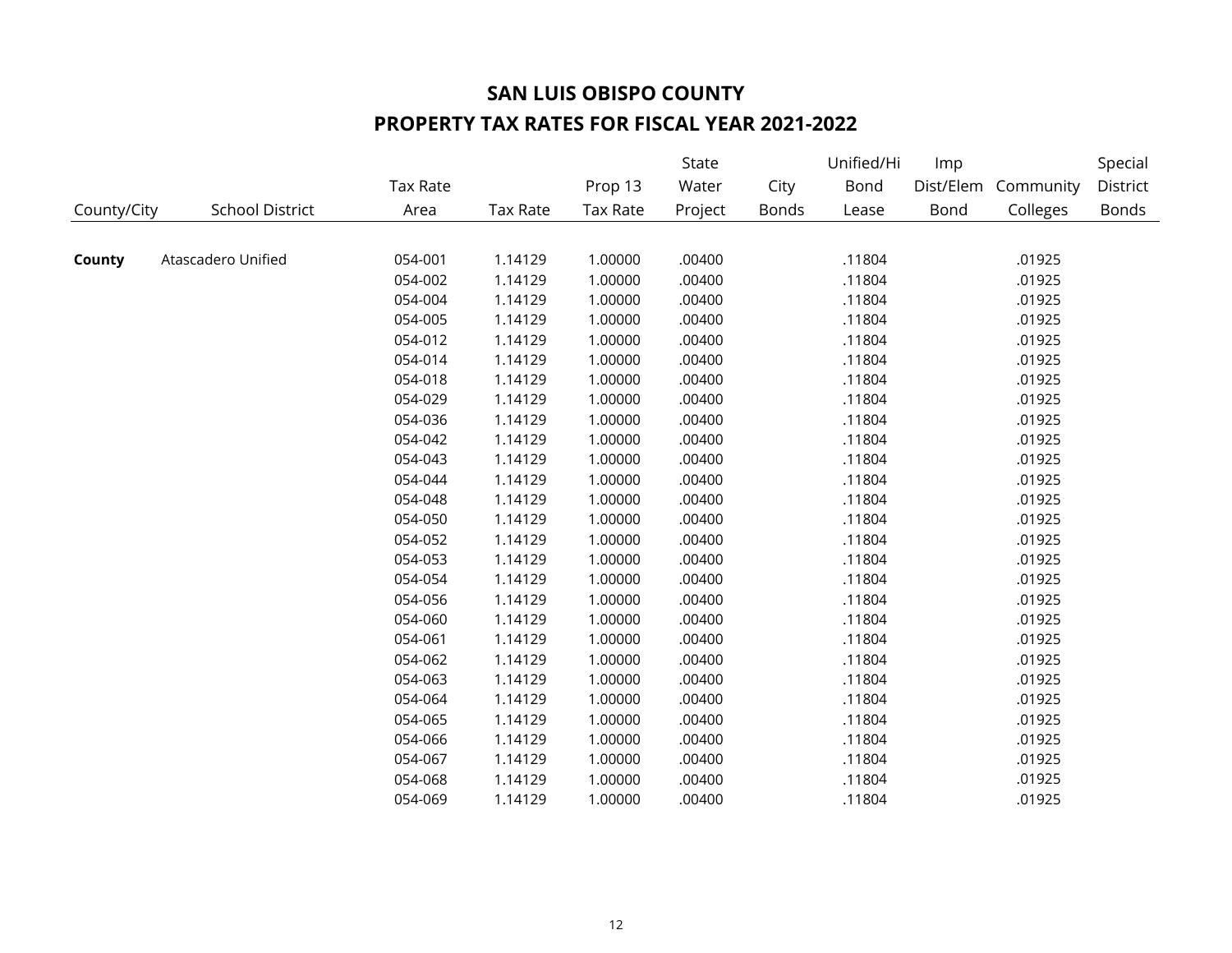# SAN LUIS OBISPO COUNTY

## PROPERTY TAX RATES FOR FISCAL YEAR 2021-2022

| County/City | School District | Tax Rate Area | Tax Rate | Prop 13 Tax Rate | State Water Project | City Bonds | Unified/Hi Bond Lease | Imp Dist/Elem Bond | Community Colleges | Special District Bonds |
|---|---|---|---|---|---|---|---|---|---|---|
| **County** | Atascadero Unified | 054-001 | 1.14129 | 1.00000 | .00400 | | .11804 | | .01925 | |
| | | 054-002 | 1.14129 | 1.00000 | .00400 | | .11804 | | .01925 | |
| | | 054-004 | 1.14129 | 1.00000 | .00400 | | .11804 | | .01925 | |
| | | 054-005 | 1.14129 | 1.00000 | .00400 | | .11804 | | .01925 | |
| | | 054-012 | 1.14129 | 1.00000 | .00400 | | .11804 | | .01925 | |
| | | 054-014 | 1.14129 | 1.00000 | .00400 | | .11804 | | .01925 | |
| | | 054-018 | 1.14129 | 1.00000 | .00400 | | .11804 | | .01925 | |
| | | 054-029 | 1.14129 | 1.00000 | .00400 | | .11804 | | .01925 | |
| | | 054-036 | 1.14129 | 1.00000 | .00400 | | .11804 | | .01925 | |
| | | 054-042 | 1.14129 | 1.00000 | .00400 | | .11804 | | .01925 | |
| | | 054-043 | 1.14129 | 1.00000 | .00400 | | .11804 | | .01925 | |
| | | 054-044 | 1.14129 | 1.00000 | .00400 | | .11804 | | .01925 | |
| | | 054-048 | 1.14129 | 1.00000 | .00400 | | .11804 | | .01925 | |
| | | 054-050 | 1.14129 | 1.00000 | .00400 | | .11804 | | .01925 | |
| | | 054-052 | 1.14129 | 1.00000 | .00400 | | .11804 | | .01925 | |
| | | 054-053 | 1.14129 | 1.00000 | .00400 | | .11804 | | .01925 | |
| | | 054-054 | 1.14129 | 1.00000 | .00400 | | .11804 | | .01925 | |
| | | 054-056 | 1.14129 | 1.00000 | .00400 | | .11804 | | .01925 | |
| | | 054-060 | 1.14129 | 1.00000 | .00400 | | .11804 | | .01925 | |
| | | 054-061 | 1.14129 | 1.00000 | .00400 | | .11804 | | .01925 | |
| | | 054-062 | 1.14129 | 1.00000 | .00400 | | .11804 | | .01925 | |
| | | 054-063 | 1.14129 | 1.00000 | .00400 | | .11804 | | .01925 | |
| | | 054-064 | 1.14129 | 1.00000 | .00400 | | .11804 | | .01925 | |
| | | 054-065 | 1.14129 | 1.00000 | .00400 | | .11804 | | .01925 | |
| | | 054-066 | 1.14129 | 1.00000 | .00400 | | .11804 | | .01925 | |
| | | 054-067 | 1.14129 | 1.00000 | .00400 | | .11804 | | .01925 | |
| | | 054-068 | 1.14129 | 1.00000 | .00400 | | .11804 | | .01925 | |
| | | 054-069 | 1.14129 | 1.00000 | .00400 | | .11804 | | .01925 | |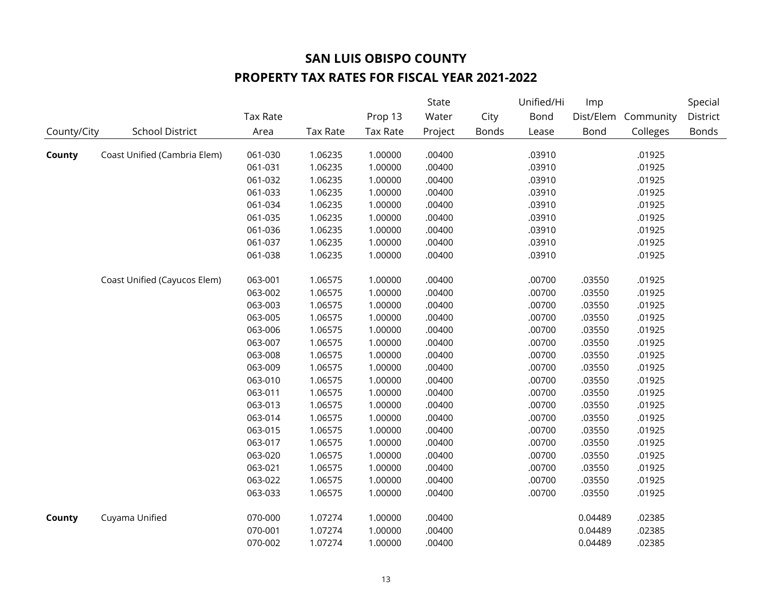# SAN LUIS OBISPO COUNTY

## PROPERTY TAX RATES FOR FISCAL YEAR 2021-2022

| County/City | School District | Tax Rate Area | Tax Rate | Prop 13 Tax Rate | State Water Project | City Bonds | Unified/Hi Bond Lease | Imp Dist/Elem Bond | Community Colleges | Special District Bonds |
|---|---|---|---|---|---|---|---|---|---|---|
| **County** | Coast Unified (Cambria Elem) | 061-030 | 1.06235 | 1.00000 | .00400 | | .03910 | | .01925 | |
| | | 061-031 | 1.06235 | 1.00000 | .00400 | | .03910 | | .01925 | |
| | | 061-032 | 1.06235 | 1.00000 | .00400 | | .03910 | | .01925 | |
| | | 061-033 | 1.06235 | 1.00000 | .00400 | | .03910 | | .01925 | |
| | | 061-034 | 1.06235 | 1.00000 | .00400 | | .03910 | | .01925 | |
| | | 061-035 | 1.06235 | 1.00000 | .00400 | | .03910 | | .01925 | |
| | | 061-036 | 1.06235 | 1.00000 | .00400 | | .03910 | | .01925 | |
| | | 061-037 | 1.06235 | 1.00000 | .00400 | | .03910 | | .01925 | |
| | | 061-038 | 1.06235 | 1.00000 | .00400 | | .03910 | | .01925 | |
| | Coast Unified (Cayucos Elem) | 063-001 | 1.06575 | 1.00000 | .00400 | | .00700 | .03550 | .01925 | |
| | | 063-002 | 1.06575 | 1.00000 | .00400 | | .00700 | .03550 | .01925 | |
| | | 063-003 | 1.06575 | 1.00000 | .00400 | | .00700 | .03550 | .01925 | |
| | | 063-005 | 1.06575 | 1.00000 | .00400 | | .00700 | .03550 | .01925 | |
| | | 063-006 | 1.06575 | 1.00000 | .00400 | | .00700 | .03550 | .01925 | |
| | | 063-007 | 1.06575 | 1.00000 | .00400 | | .00700 | .03550 | .01925 | |
| | | 063-008 | 1.06575 | 1.00000 | .00400 | | .00700 | .03550 | .01925 | |
| | | 063-009 | 1.06575 | 1.00000 | .00400 | | .00700 | .03550 | .01925 | |
| | | 063-010 | 1.06575 | 1.00000 | .00400 | | .00700 | .03550 | .01925 | |
| | | 063-011 | 1.06575 | 1.00000 | .00400 | | .00700 | .03550 | .01925 | |
| | | 063-013 | 1.06575 | 1.00000 | .00400 | | .00700 | .03550 | .01925 | |
| | | 063-014 | 1.06575 | 1.00000 | .00400 | | .00700 | .03550 | .01925 | |
| | | 063-015 | 1.06575 | 1.00000 | .00400 | | .00700 | .03550 | .01925 | |
| | | 063-017 | 1.06575 | 1.00000 | .00400 | | .00700 | .03550 | .01925 | |
| | | 063-020 | 1.06575 | 1.00000 | .00400 | | .00700 | .03550 | .01925 | |
| | | 063-021 | 1.06575 | 1.00000 | .00400 | | .00700 | .03550 | .01925 | |
| | | 063-022 | 1.06575 | 1.00000 | .00400 | | .00700 | .03550 | .01925 | |
| | | 063-033 | 1.06575 | 1.00000 | .00400 | | .00700 | .03550 | .01925 | |
| **County** | Cuyama Unified | 070-000 | 1.07274 | 1.00000 | .00400 | | | 0.04489 | .02385 | |
| | | 070-001 | 1.07274 | 1.00000 | .00400 | | | 0.04489 | .02385 | |
| | | 070-002 | 1.07274 | 1.00000 | .00400 | | | 0.04489 | .02385 | |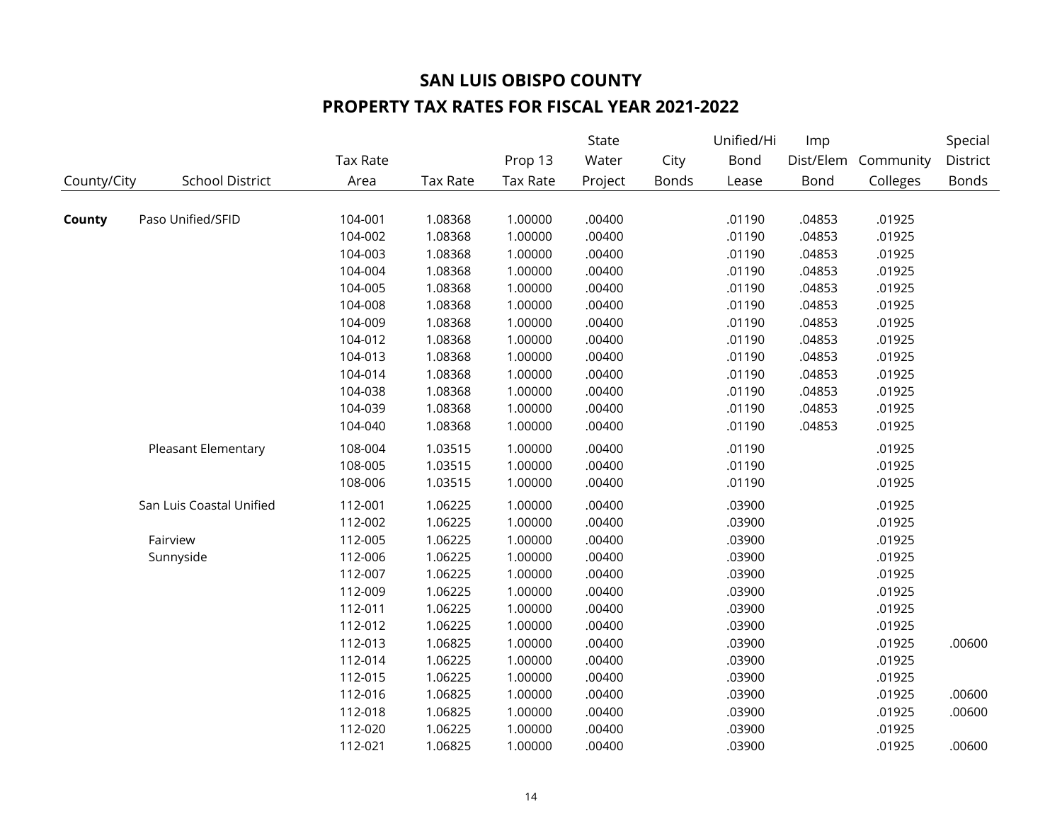# SAN LUIS OBISPO COUNTY

## PROPERTY TAX RATES FOR FISCAL YEAR 2021-2022

| County/City | School District | Tax Rate Area | Tax Rate | Prop 13 Tax Rate | State Water Project | City Bonds | Unified/Hi Bond Lease | Imp Dist/Elem Bond | Community Colleges | Special District Bonds |
|---|---|---|---|---|---|---|---|---|---|---|
| **County** | Paso Unified/SFID | 104-001 | 1.08368 | 1.00000 | .00400 | | .01190 | .04853 | .01925 | |
| | | 104-002 | 1.08368 | 1.00000 | .00400 | | .01190 | .04853 | .01925 | |
| | | 104-003 | 1.08368 | 1.00000 | .00400 | | .01190 | .04853 | .01925 | |
| | | 104-004 | 1.08368 | 1.00000 | .00400 | | .01190 | .04853 | .01925 | |
| | | 104-005 | 1.08368 | 1.00000 | .00400 | | .01190 | .04853 | .01925 | |
| | | 104-008 | 1.08368 | 1.00000 | .00400 | | .01190 | .04853 | .01925 | |
| | | 104-009 | 1.08368 | 1.00000 | .00400 | | .01190 | .04853 | .01925 | |
| | | 104-012 | 1.08368 | 1.00000 | .00400 | | .01190 | .04853 | .01925 | |
| | | 104-013 | 1.08368 | 1.00000 | .00400 | | .01190 | .04853 | .01925 | |
| | | 104-014 | 1.08368 | 1.00000 | .00400 | | .01190 | .04853 | .01925 | |
| | | 104-038 | 1.08368 | 1.00000 | .00400 | | .01190 | .04853 | .01925 | |
| | | 104-039 | 1.08368 | 1.00000 | .00400 | | .01190 | .04853 | .01925 | |
| | | 104-040 | 1.08368 | 1.00000 | .00400 | | .01190 | .04853 | .01925 | |
| | Pleasant Elementary | 108-004 | 1.03515 | 1.00000 | .00400 | | .01190 | | .01925 | |
| | | 108-005 | 1.03515 | 1.00000 | .00400 | | .01190 | | .01925 | |
| | | 108-006 | 1.03515 | 1.00000 | .00400 | | .01190 | | .01925 | |
| | San Luis Coastal Unified | 112-001 | 1.06225 | 1.00000 | .00400 | | .03900 | | .01925 | |
| | | 112-002 | 1.06225 | 1.00000 | .00400 | | .03900 | | .01925 | |
| | Fairview | 112-005 | 1.06225 | 1.00000 | .00400 | | .03900 | | .01925 | |
| | Sunnyside | 112-006 | 1.06225 | 1.00000 | .00400 | | .03900 | | .01925 | |
| | | 112-007 | 1.06225 | 1.00000 | .00400 | | .03900 | | .01925 | |
| | | 112-009 | 1.06225 | 1.00000 | .00400 | | .03900 | | .01925 | |
| | | 112-011 | 1.06225 | 1.00000 | .00400 | | .03900 | | .01925 | |
| | | 112-012 | 1.06225 | 1.00000 | .00400 | | .03900 | | .01925 | |
| | | 112-013 | 1.06825 | 1.00000 | .00400 | | .03900 | | .01925 | .00600 |
| | | 112-014 | 1.06225 | 1.00000 | .00400 | | .03900 | | .01925 | |
| | | 112-015 | 1.06225 | 1.00000 | .00400 | | .03900 | | .01925 | |
| | | 112-016 | 1.06825 | 1.00000 | .00400 | | .03900 | | .01925 | .00600 |
| | | 112-018 | 1.06825 | 1.00000 | .00400 | | .03900 | | .01925 | .00600 |
| | | 112-020 | 1.06225 | 1.00000 | .00400 | | .03900 | | .01925 | |
| | | 112-021 | 1.06825 | 1.00000 | .00400 | | .03900 | | .01925 | .00600 |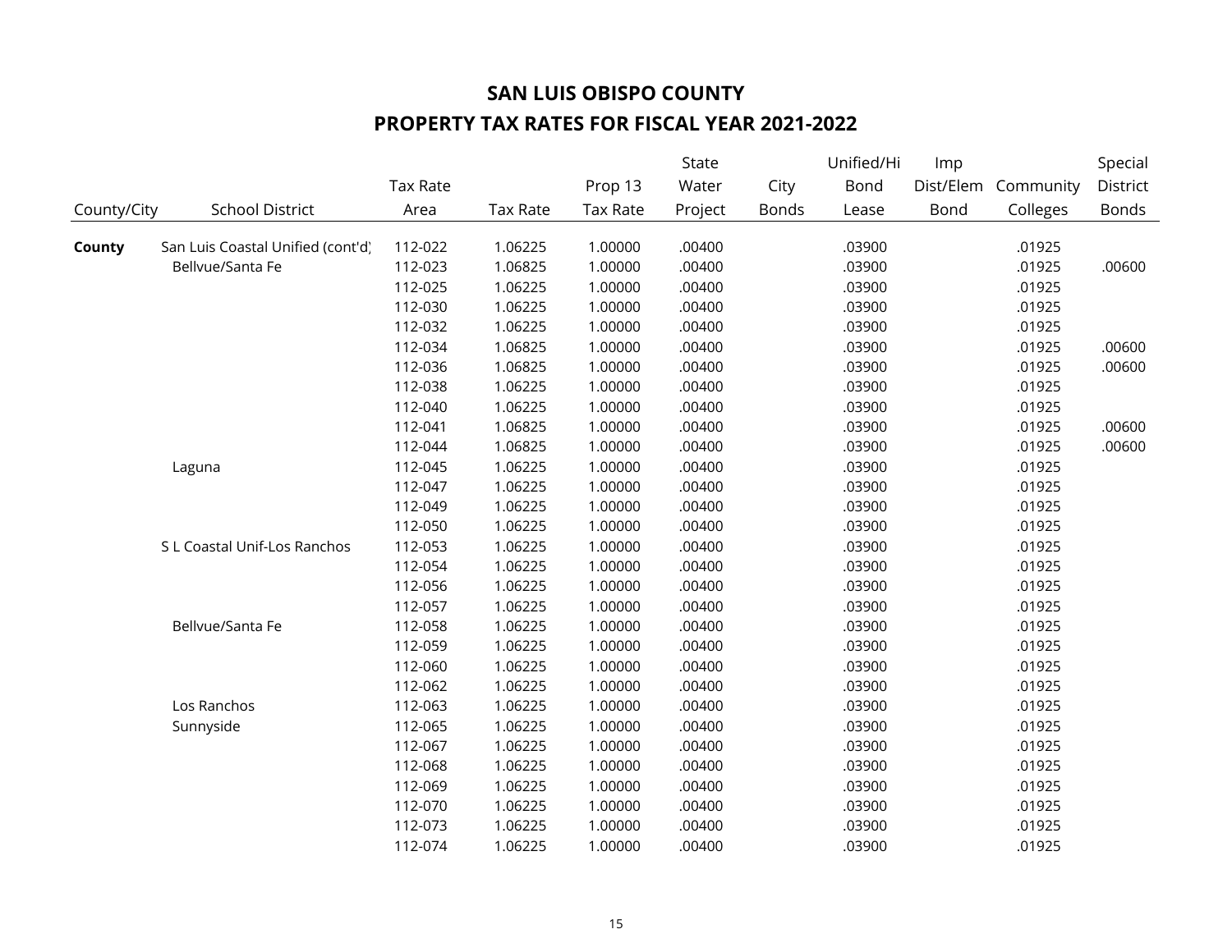# SAN LUIS OBISPO COUNTY

## PROPERTY TAX RATES FOR FISCAL YEAR 2021-2022

| County/City | School District | Tax Rate Area | Tax Rate | Prop 13 Tax Rate | State Water Project | City Bonds | Unified/Hi Bond Lease | Imp Dist/Elem Bond | Community Colleges | Special District Bonds |
|---|---|---|---|---|---|---|---|---|---|---|
| **County** | San Luis Coastal Unified (cont'd) | 112-022 | 1.06225 | 1.00000 | .00400 | | .03900 | | .01925 | |
| | Bellvue/Santa Fe | 112-023 | 1.06825 | 1.00000 | .00400 | | .03900 | | .01925 | .00600 |
| | | 112-025 | 1.06225 | 1.00000 | .00400 | | .03900 | | .01925 | |
| | | 112-030 | 1.06225 | 1.00000 | .00400 | | .03900 | | .01925 | |
| | | 112-032 | 1.06225 | 1.00000 | .00400 | | .03900 | | .01925 | |
| | | 112-034 | 1.06825 | 1.00000 | .00400 | | .03900 | | .01925 | .00600 |
| | | 112-036 | 1.06825 | 1.00000 | .00400 | | .03900 | | .01925 | .00600 |
| | | 112-038 | 1.06225 | 1.00000 | .00400 | | .03900 | | .01925 | |
| | | 112-040 | 1.06225 | 1.00000 | .00400 | | .03900 | | .01925 | |
| | | 112-041 | 1.06825 | 1.00000 | .00400 | | .03900 | | .01925 | .00600 |
| | | 112-044 | 1.06825 | 1.00000 | .00400 | | .03900 | | .01925 | .00600 |
| | Laguna | 112-045 | 1.06225 | 1.00000 | .00400 | | .03900 | | .01925 | |
| | | 112-047 | 1.06225 | 1.00000 | .00400 | | .03900 | | .01925 | |
| | | 112-049 | 1.06225 | 1.00000 | .00400 | | .03900 | | .01925 | |
| | | 112-050 | 1.06225 | 1.00000 | .00400 | | .03900 | | .01925 | |
| | S L Coastal Unif-Los Ranchos | 112-053 | 1.06225 | 1.00000 | .00400 | | .03900 | | .01925 | |
| | | 112-054 | 1.06225 | 1.00000 | .00400 | | .03900 | | .01925 | |
| | | 112-056 | 1.06225 | 1.00000 | .00400 | | .03900 | | .01925 | |
| | | 112-057 | 1.06225 | 1.00000 | .00400 | | .03900 | | .01925 | |
| | Bellvue/Santa Fe | 112-058 | 1.06225 | 1.00000 | .00400 | | .03900 | | .01925 | |
| | | 112-059 | 1.06225 | 1.00000 | .00400 | | .03900 | | .01925 | |
| | | 112-060 | 1.06225 | 1.00000 | .00400 | | .03900 | | .01925 | |
| | | 112-062 | 1.06225 | 1.00000 | .00400 | | .03900 | | .01925 | |
| | Los Ranchos | 112-063 | 1.06225 | 1.00000 | .00400 | | .03900 | | .01925 | |
| | Sunnyside | 112-065 | 1.06225 | 1.00000 | .00400 | | .03900 | | .01925 | |
| | | 112-067 | 1.06225 | 1.00000 | .00400 | | .03900 | | .01925 | |
| | | 112-068 | 1.06225 | 1.00000 | .00400 | | .03900 | | .01925 | |
| | | 112-069 | 1.06225 | 1.00000 | .00400 | | .03900 | | .01925 | |
| | | 112-070 | 1.06225 | 1.00000 | .00400 | | .03900 | | .01925 | |
| | | 112-073 | 1.06225 | 1.00000 | .00400 | | .03900 | | .01925 | |
| | | 112-074 | 1.06225 | 1.00000 | .00400 | | .03900 | | .01925 | |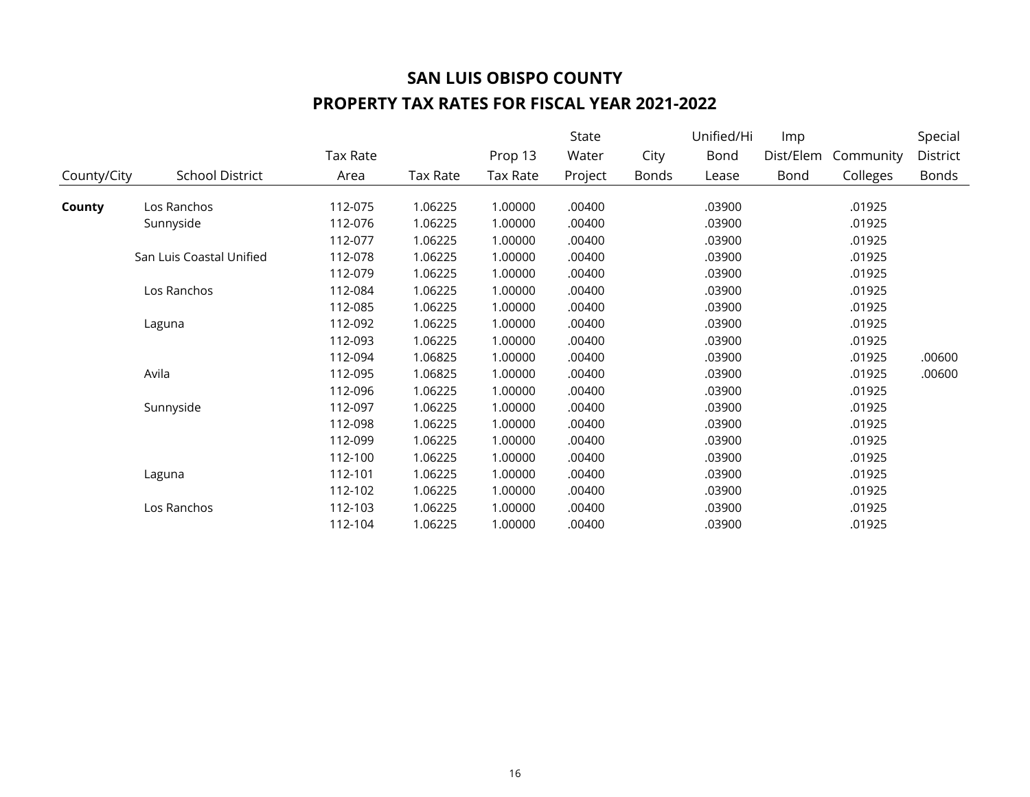# SAN LUIS OBISPO COUNTY

## PROPERTY TAX RATES FOR FISCAL YEAR 2021-2022

| County/City | School District | Tax Rate Area | Tax Rate | Prop 13 Tax Rate | State Water Project | City Bonds | Unified/Hi Bond Lease | Imp Dist/Elem Bond | Community Colleges | Special District Bonds |
|---|---|---|---|---|---|---|---|---|---|---|
| **County** | Los Ranchos | 112-075 | 1.06225 | 1.00000 | .00400 | | .03900 | | .01925 | |
| | Sunnyside | 112-076 | 1.06225 | 1.00000 | .00400 | | .03900 | | .01925 | |
| | | 112-077 | 1.06225 | 1.00000 | .00400 | | .03900 | | .01925 | |
| | San Luis Coastal Unified | 112-078 | 1.06225 | 1.00000 | .00400 | | .03900 | | .01925 | |
| | | 112-079 | 1.06225 | 1.00000 | .00400 | | .03900 | | .01925 | |
| | Los Ranchos | 112-084 | 1.06225 | 1.00000 | .00400 | | .03900 | | .01925 | |
| | | 112-085 | 1.06225 | 1.00000 | .00400 | | .03900 | | .01925 | |
| | Laguna | 112-092 | 1.06225 | 1.00000 | .00400 | | .03900 | | .01925 | |
| | | 112-093 | 1.06225 | 1.00000 | .00400 | | .03900 | | .01925 | |
| | | 112-094 | 1.06825 | 1.00000 | .00400 | | .03900 | | .01925 | .00600 |
| | Avila | 112-095 | 1.06825 | 1.00000 | .00400 | | .03900 | | .01925 | .00600 |
| | | 112-096 | 1.06225 | 1.00000 | .00400 | | .03900 | | .01925 | |
| | Sunnyside | 112-097 | 1.06225 | 1.00000 | .00400 | | .03900 | | .01925 | |
| | | 112-098 | 1.06225 | 1.00000 | .00400 | | .03900 | | .01925 | |
| | | 112-099 | 1.06225 | 1.00000 | .00400 | | .03900 | | .01925 | |
| | | 112-100 | 1.06225 | 1.00000 | .00400 | | .03900 | | .01925 | |
| | Laguna | 112-101 | 1.06225 | 1.00000 | .00400 | | .03900 | | .01925 | |
| | | 112-102 | 1.06225 | 1.00000 | .00400 | | .03900 | | .01925 | |
| | Los Ranchos | 112-103 | 1.06225 | 1.00000 | .00400 | | .03900 | | .01925 | |
| | | 112-104 | 1.06225 | 1.00000 | .00400 | | .03900 | | .01925 | |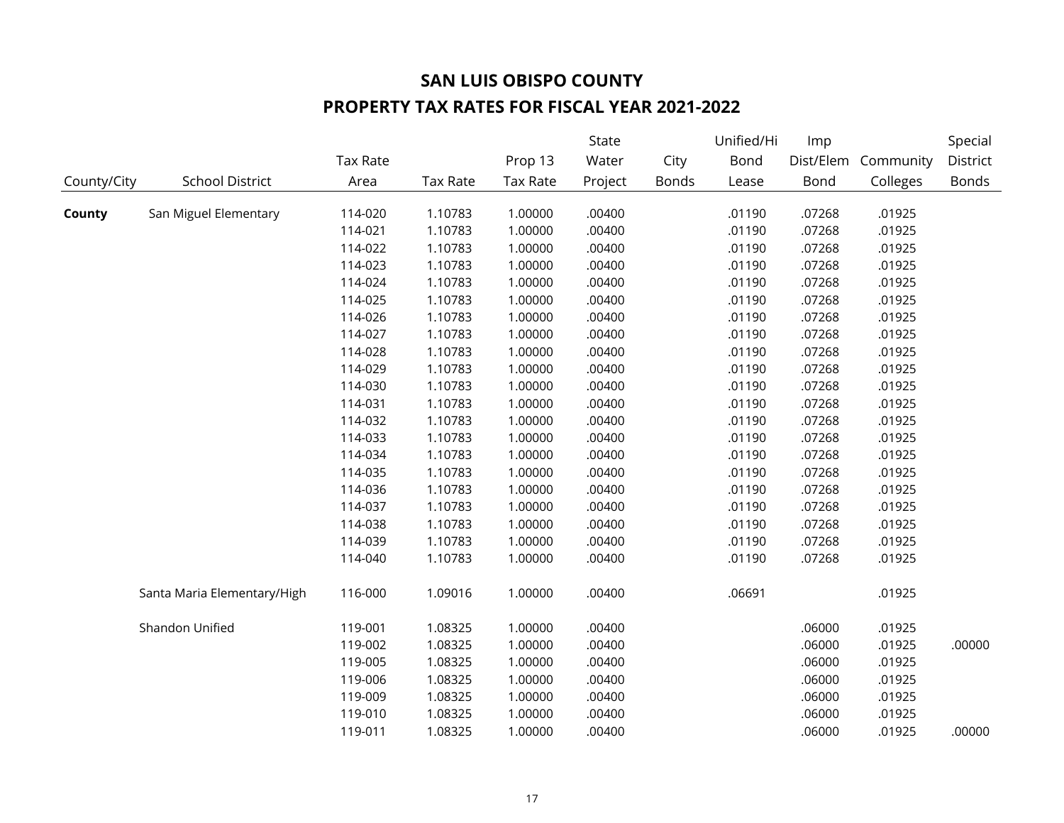# SAN LUIS OBISPO COUNTY

## PROPERTY TAX RATES FOR FISCAL YEAR 2021-2022

| County/City | School District | Tax Rate Area | Tax Rate | Prop 13 Tax Rate | State Water Project | City Bonds | Unified/Hi Bond Lease | Imp Dist/Elem Bond | Community Colleges | Special District Bonds |
|---|---|---|---|---|---|---|---|---|---|---|
| **County** | San Miguel Elementary | 114-020 | 1.10783 | 1.00000 | .00400 | | .01190 | .07268 | .01925 | |
| | | 114-021 | 1.10783 | 1.00000 | .00400 | | .01190 | .07268 | .01925 | |
| | | 114-022 | 1.10783 | 1.00000 | .00400 | | .01190 | .07268 | .01925 | |
| | | 114-023 | 1.10783 | 1.00000 | .00400 | | .01190 | .07268 | .01925 | |
| | | 114-024 | 1.10783 | 1.00000 | .00400 | | .01190 | .07268 | .01925 | |
| | | 114-025 | 1.10783 | 1.00000 | .00400 | | .01190 | .07268 | .01925 | |
| | | 114-026 | 1.10783 | 1.00000 | .00400 | | .01190 | .07268 | .01925 | |
| | | 114-027 | 1.10783 | 1.00000 | .00400 | | .01190 | .07268 | .01925 | |
| | | 114-028 | 1.10783 | 1.00000 | .00400 | | .01190 | .07268 | .01925 | |
| | | 114-029 | 1.10783 | 1.00000 | .00400 | | .01190 | .07268 | .01925 | |
| | | 114-030 | 1.10783 | 1.00000 | .00400 | | .01190 | .07268 | .01925 | |
| | | 114-031 | 1.10783 | 1.00000 | .00400 | | .01190 | .07268 | .01925 | |
| | | 114-032 | 1.10783 | 1.00000 | .00400 | | .01190 | .07268 | .01925 | |
| | | 114-033 | 1.10783 | 1.00000 | .00400 | | .01190 | .07268 | .01925 | |
| | | 114-034 | 1.10783 | 1.00000 | .00400 | | .01190 | .07268 | .01925 | |
| | | 114-035 | 1.10783 | 1.00000 | .00400 | | .01190 | .07268 | .01925 | |
| | | 114-036 | 1.10783 | 1.00000 | .00400 | | .01190 | .07268 | .01925 | |
| | | 114-037 | 1.10783 | 1.00000 | .00400 | | .01190 | .07268 | .01925 | |
| | | 114-038 | 1.10783 | 1.00000 | .00400 | | .01190 | .07268 | .01925 | |
| | | 114-039 | 1.10783 | 1.00000 | .00400 | | .01190 | .07268 | .01925 | |
| | | 114-040 | 1.10783 | 1.00000 | .00400 | | .01190 | .07268 | .01925 | |
| | Santa Maria Elementary/High | 116-000 | 1.09016 | 1.00000 | .00400 | | .06691 | | .01925 | |
| | Shandon Unified | 119-001 | 1.08325 | 1.00000 | .00400 | | | .06000 | .01925 | |
| | | 119-002 | 1.08325 | 1.00000 | .00400 | | | .06000 | .01925 | .00000 |
| | | 119-005 | 1.08325 | 1.00000 | .00400 | | | .06000 | .01925 | |
| | | 119-006 | 1.08325 | 1.00000 | .00400 | | | .06000 | .01925 | |
| | | 119-009 | 1.08325 | 1.00000 | .00400 | | | .06000 | .01925 | |
| | | 119-010 | 1.08325 | 1.00000 | .00400 | | | .06000 | .01925 | |
| | | 119-011 | 1.08325 | 1.00000 | .00400 | | | .06000 | .01925 | .00000 |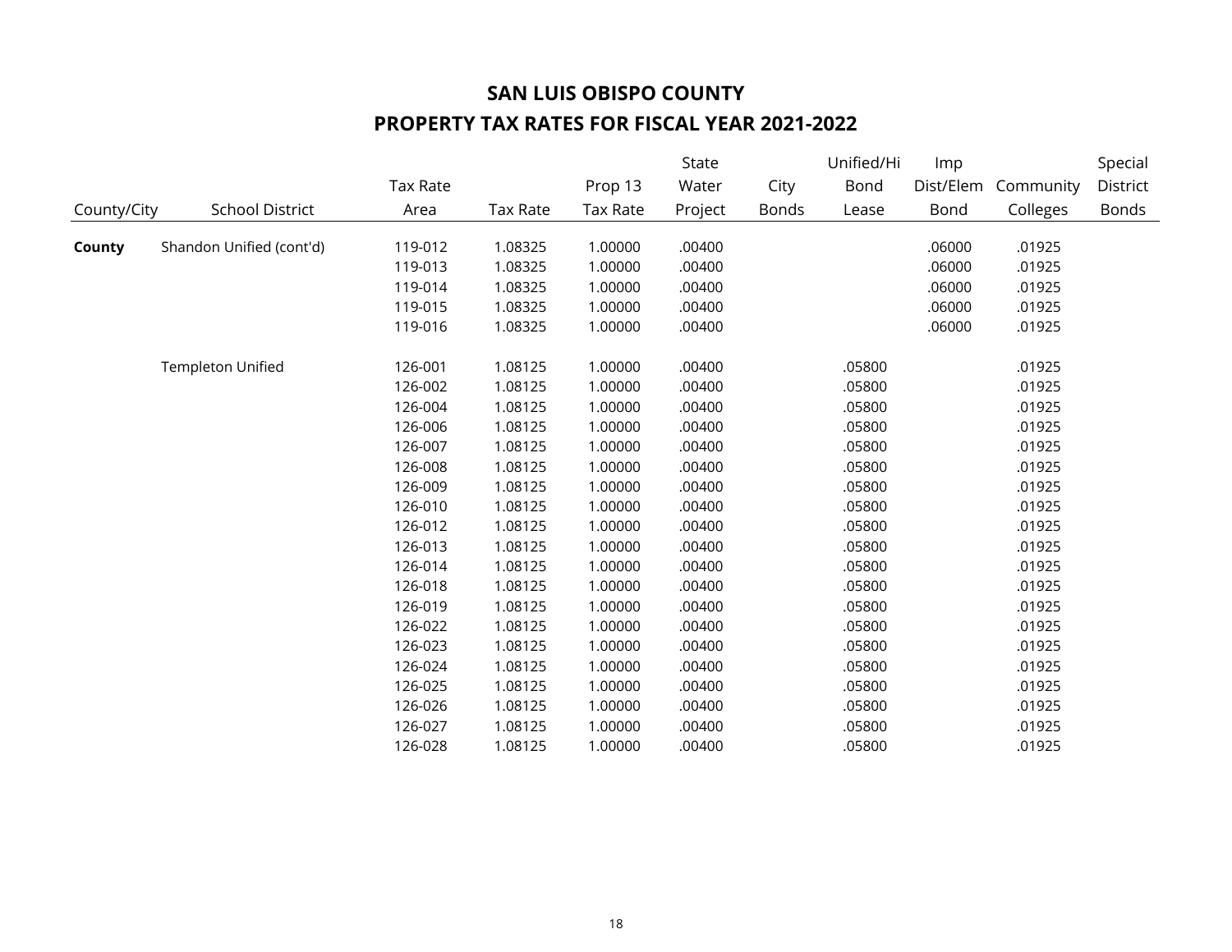# SAN LUIS OBISPO COUNTY

## PROPERTY TAX RATES FOR FISCAL YEAR 2021-2022

| County/City | School District | Tax Rate Area | Tax Rate | Prop 13 Tax Rate | State Water Project | City Bonds | Unified/Hi Bond Lease | Imp Dist/Elem Bond | Community Colleges | Special District Bonds |
|---|---|---|---|---|---|---|---|---|---|---|
| **County** | Shandon Unified (cont'd) | 119-012 | 1.08325 | 1.00000 | .00400 | | | .06000 | .01925 | |
| | | 119-013 | 1.08325 | 1.00000 | .00400 | | | .06000 | .01925 | |
| | | 119-014 | 1.08325 | 1.00000 | .00400 | | | .06000 | .01925 | |
| | | 119-015 | 1.08325 | 1.00000 | .00400 | | | .06000 | .01925 | |
| | | 119-016 | 1.08325 | 1.00000 | .00400 | | | .06000 | .01925 | |
| | Templeton Unified | 126-001 | 1.08125 | 1.00000 | .00400 | | .05800 | | .01925 | |
| | | 126-002 | 1.08125 | 1.00000 | .00400 | | .05800 | | .01925 | |
| | | 126-004 | 1.08125 | 1.00000 | .00400 | | .05800 | | .01925 | |
| | | 126-006 | 1.08125 | 1.00000 | .00400 | | .05800 | | .01925 | |
| | | 126-007 | 1.08125 | 1.00000 | .00400 | | .05800 | | .01925 | |
| | | 126-008 | 1.08125 | 1.00000 | .00400 | | .05800 | | .01925 | |
| | | 126-009 | 1.08125 | 1.00000 | .00400 | | .05800 | | .01925 | |
| | | 126-010 | 1.08125 | 1.00000 | .00400 | | .05800 | | .01925 | |
| | | 126-012 | 1.08125 | 1.00000 | .00400 | | .05800 | | .01925 | |
| | | 126-013 | 1.08125 | 1.00000 | .00400 | | .05800 | | .01925 | |
| | | 126-014 | 1.08125 | 1.00000 | .00400 | | .05800 | | .01925 | |
| | | 126-018 | 1.08125 | 1.00000 | .00400 | | .05800 | | .01925 | |
| | | 126-019 | 1.08125 | 1.00000 | .00400 | | .05800 | | .01925 | |
| | | 126-022 | 1.08125 | 1.00000 | .00400 | | .05800 | | .01925 | |
| | | 126-023 | 1.08125 | 1.00000 | .00400 | | .05800 | | .01925 | |
| | | 126-024 | 1.08125 | 1.00000 | .00400 | | .05800 | | .01925 | |
| | | 126-025 | 1.08125 | 1.00000 | .00400 | | .05800 | | .01925 | |
| | | 126-026 | 1.08125 | 1.00000 | .00400 | | .05800 | | .01925 | |
| | | 126-027 | 1.08125 | 1.00000 | .00400 | | .05800 | | .01925 | |
| | | 126-028 | 1.08125 | 1.00000 | .00400 | | .05800 | | .01925 | |